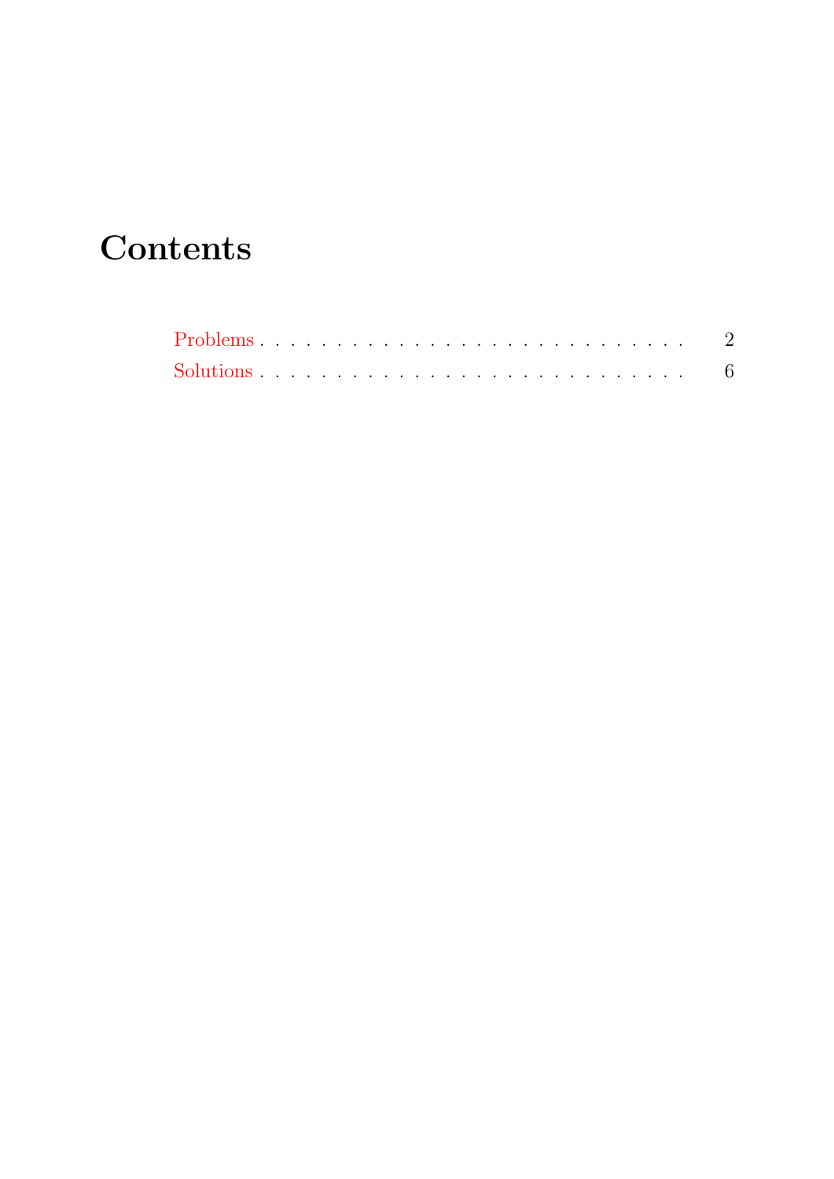# Contents

Problems . . . . . . . . . . . . . . . . . . . . . . . . . . . . 2

Solutions . . . . . . . . . . . . . . . . . . . . . . . . . . . . 6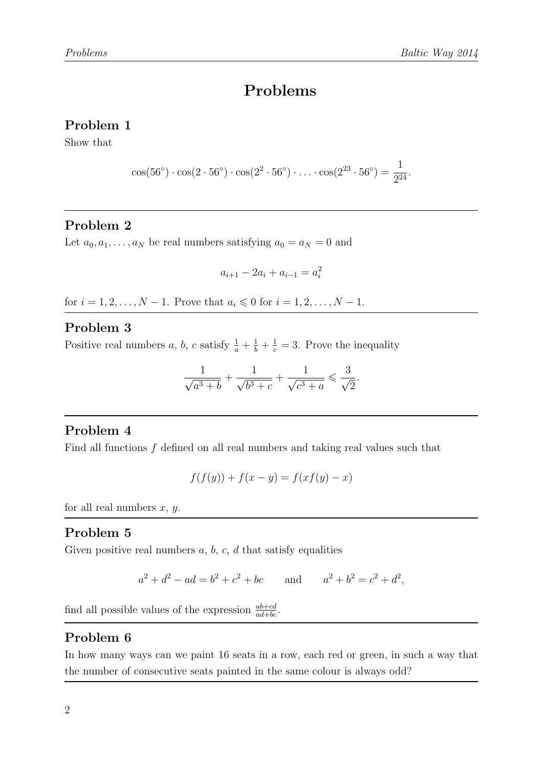# Problems

## Problem 1

Show that

$$\cos(56^\circ) \cdot \cos(2 \cdot 56^\circ) \cdot \cos(2^2 \cdot 56^\circ) \cdot \ldots \cdot \cos(2^{23} \cdot 56^\circ) = \frac{1}{2^{24}}.$$

## Problem 2

Let $a_0, a_1, \ldots, a_N$ be real numbers satisfying $a_0 = a_N = 0$ and

$$a_{i+1} - 2a_i + a_{i-1} = a_i^2$$

for $i = 1, 2, \ldots, N-1$. Prove that $a_i \leqslant 0$ for $i = 1, 2, \ldots, N-1$.

## Problem 3

Positive real numbers $a$, $b$, $c$ satisfy $\frac{1}{a} + \frac{1}{b} + \frac{1}{c} = 3$. Prove the inequality

$$\frac{1}{\sqrt{a^3 + b}} + \frac{1}{\sqrt{b^3 + c}} + \frac{1}{\sqrt{c^3 + a}} \leqslant \frac{3}{\sqrt{2}}.$$

## Problem 4

Find all functions $f$ defined on all real numbers and taking real values such that

$$f(f(y)) + f(x - y) = f(xf(y) - x)$$

for all real numbers $x$, $y$.

## Problem 5

Given positive real numbers $a$, $b$, $c$, $d$ that satisfy equalities

$$a^2 + d^2 - ad = b^2 + c^2 + bc \qquad \text{and} \qquad a^2 + b^2 = c^2 + d^2,$$

find all possible values of the expression $\frac{ab+cd}{ad+bc}$.

## Problem 6

In how many ways can we paint 16 seats in a row, each red or green, in such a way that the number of consecutive seats painted in the same colour is always odd?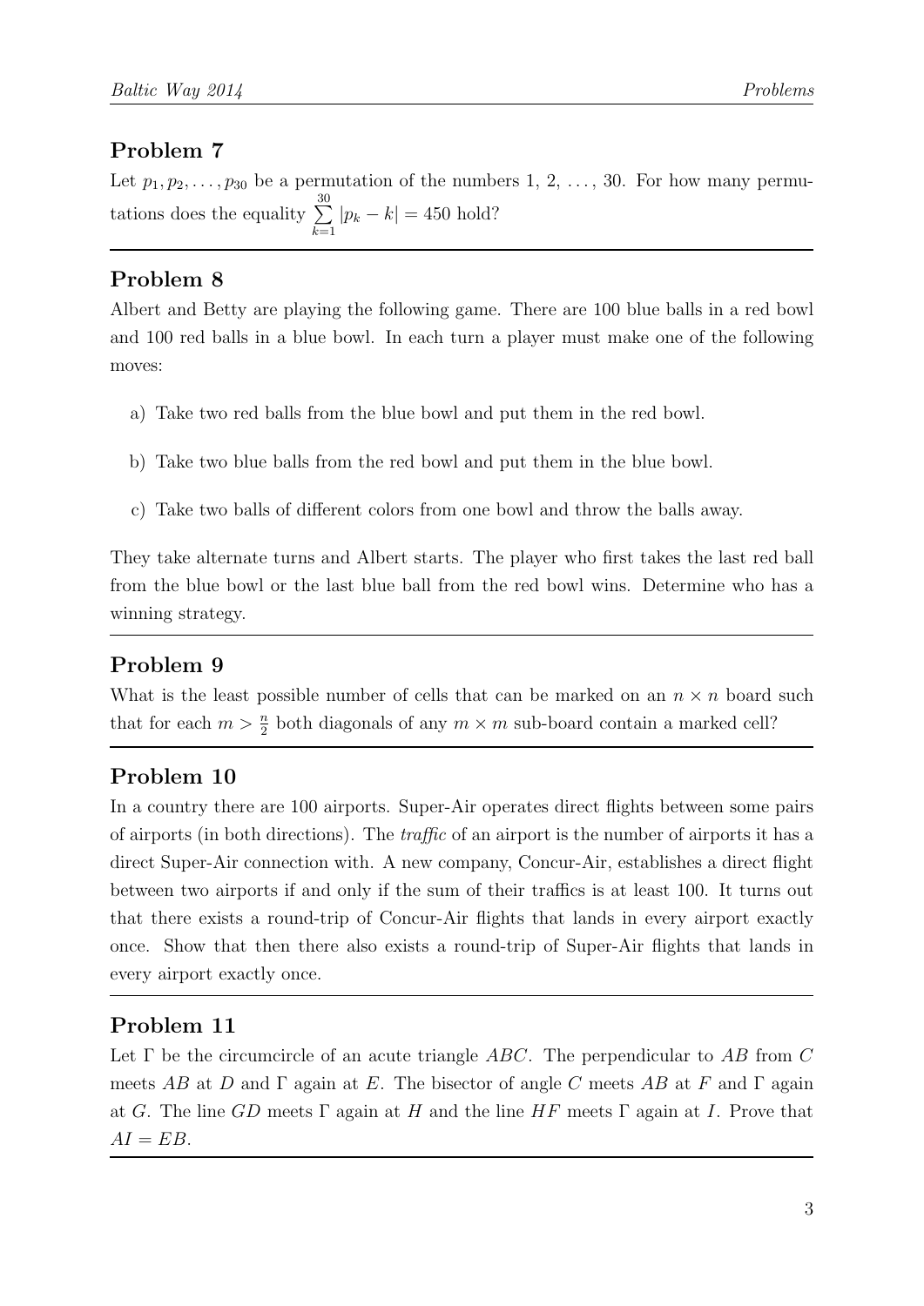## Problem 7

Let $p_1, p_2, \ldots, p_{30}$ be a permutation of the numbers 1, 2, ..., 30. For how many permutations does the equality $\sum_{k=1}^{30} |p_k - k| = 450$ hold?

## Problem 8

Albert and Betty are playing the following game. There are 100 blue balls in a red bowl and 100 red balls in a blue bowl. In each turn a player must make one of the following moves:

a) Take two red balls from the blue bowl and put them in the red bowl.

b) Take two blue balls from the red bowl and put them in the blue bowl.

c) Take two balls of different colors from one bowl and throw the balls away.

They take alternate turns and Albert starts. The player who first takes the last red ball from the blue bowl or the last blue ball from the red bowl wins. Determine who has a winning strategy.

## Problem 9

What is the least possible number of cells that can be marked on an $n \times n$ board such that for each $m > \frac{n}{2}$ both diagonals of any $m \times m$ sub-board contain a marked cell?

## Problem 10

In a country there are 100 airports. Super-Air operates direct flights between some pairs of airports (in both directions). The *traffic* of an airport is the number of airports it has a direct Super-Air connection with. A new company, Concur-Air, establishes a direct flight between two airports if and only if the sum of their traffics is at least 100. It turns out that there exists a round-trip of Concur-Air flights that lands in every airport exactly once. Show that then there also exists a round-trip of Super-Air flights that lands in every airport exactly once.

## Problem 11

Let $\Gamma$ be the circumcircle of an acute triangle $ABC$. The perpendicular to $AB$ from $C$ meets $AB$ at $D$ and $\Gamma$ again at $E$. The bisector of angle $C$ meets $AB$ at $F$ and $\Gamma$ again at $G$. The line $GD$ meets $\Gamma$ again at $H$ and the line $HF$ meets $\Gamma$ again at $I$. Prove that $AI = EB$.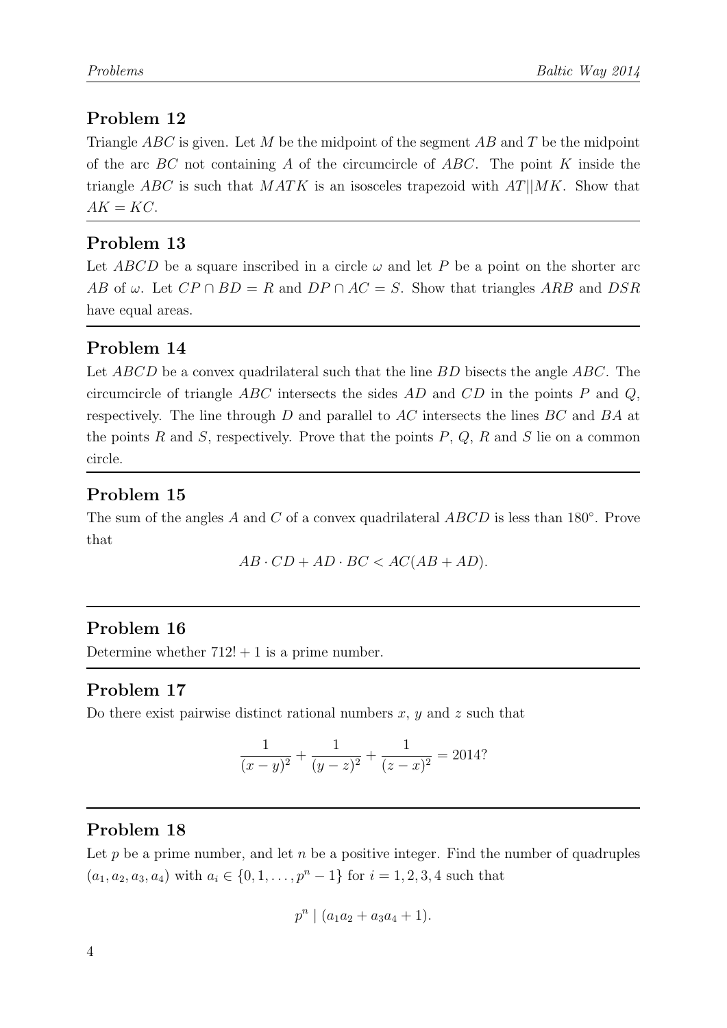## Problem 12

Triangle $ABC$ is given. Let $M$ be the midpoint of the segment $AB$ and $T$ be the midpoint of the arc $BC$ not containing $A$ of the circumcircle of $ABC$. The point $K$ inside the triangle $ABC$ is such that $MATK$ is an isosceles trapezoid with $AT||MK$. Show that $AK = KC$.

## Problem 13

Let $ABCD$ be a square inscribed in a circle $\omega$ and let $P$ be a point on the shorter arc $AB$ of $\omega$. Let $CP \cap BD = R$ and $DP \cap AC = S$. Show that triangles $ARB$ and $DSR$ have equal areas.

## Problem 14

Let $ABCD$ be a convex quadrilateral such that the line $BD$ bisects the angle $ABC$. The circumcircle of triangle $ABC$ intersects the sides $AD$ and $CD$ in the points $P$ and $Q$, respectively. The line through $D$ and parallel to $AC$ intersects the lines $BC$ and $BA$ at the points $R$ and $S$, respectively. Prove that the points $P$, $Q$, $R$ and $S$ lie on a common circle.

## Problem 15

The sum of the angles $A$ and $C$ of a convex quadrilateral $ABCD$ is less than $180°$. Prove that

$$AB \cdot CD + AD \cdot BC < AC(AB + AD).$$

## Problem 16

Determine whether $712! + 1$ is a prime number.

## Problem 17

Do there exist pairwise distinct rational numbers $x$, $y$ and $z$ such that

$$\frac{1}{(x-y)^2} + \frac{1}{(y-z)^2} + \frac{1}{(z-x)^2} = 2014?$$

## Problem 18

Let $p$ be a prime number, and let $n$ be a positive integer. Find the number of quadruples $(a_1, a_2, a_3, a_4)$ with $a_i \in \{0, 1, \ldots, p^n - 1\}$ for $i = 1, 2, 3, 4$ such that

$$p^n \mid (a_1 a_2 + a_3 a_4 + 1).$$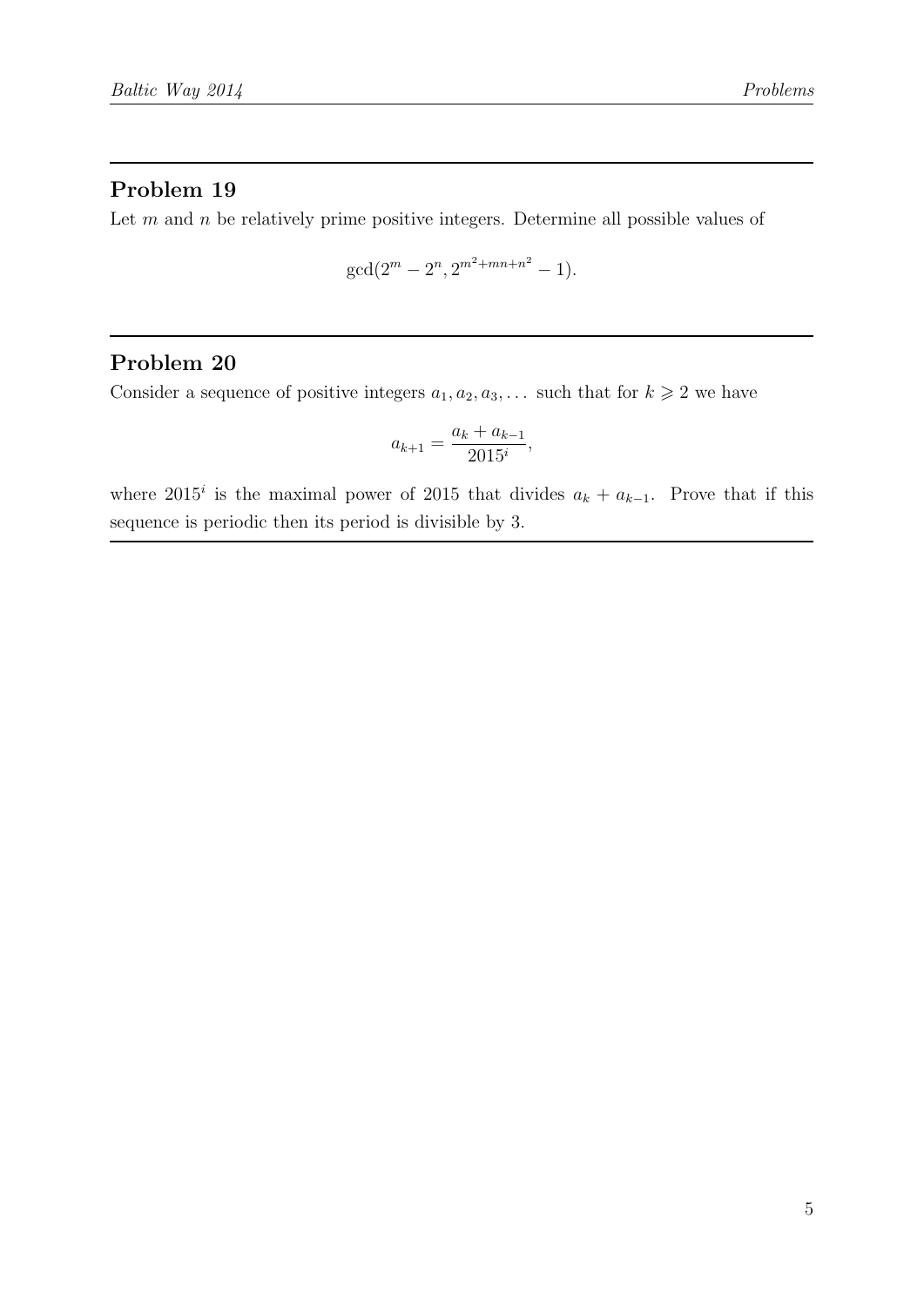## Problem 19

Let $m$ and $n$ be relatively prime positive integers. Determine all possible values of

$$\gcd(2^m - 2^n, 2^{m^2+mn+n^2} - 1).$$

## Problem 20

Consider a sequence of positive integers $a_1, a_2, a_3, \ldots$ such that for $k \geqslant 2$ we have

$$a_{k+1} = \frac{a_k + a_{k-1}}{2015^i},$$

where $2015^i$ is the maximal power of 2015 that divides $a_k + a_{k-1}$. Prove that if this sequence is periodic then its period is divisible by 3.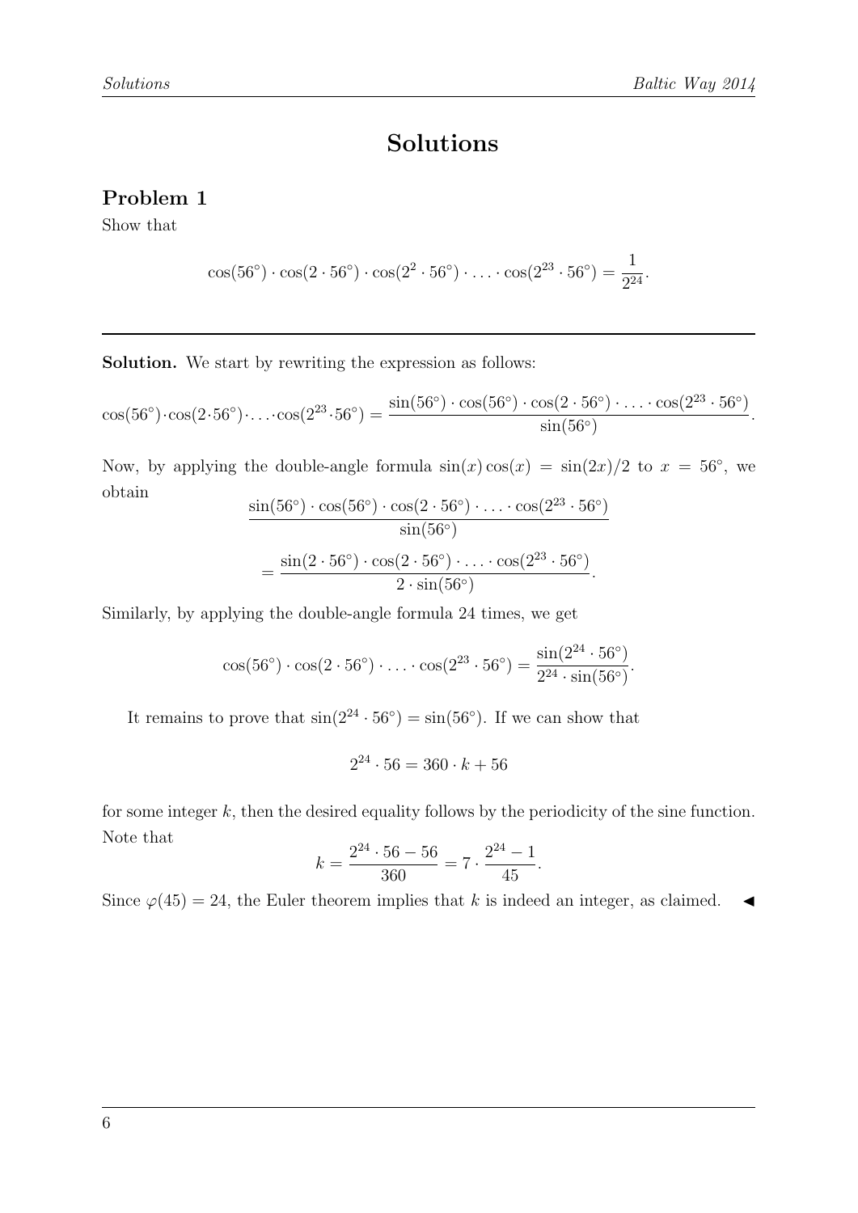# Solutions

## Problem 1

Show that

$$\cos(56^\circ) \cdot \cos(2 \cdot 56^\circ) \cdot \cos(2^2 \cdot 56^\circ) \cdot \ldots \cdot \cos(2^{23} \cdot 56^\circ) = \frac{1}{2^{24}}.$$

---

**Solution.** We start by rewriting the expression as follows:

$$\cos(56^\circ) \cdot \cos(2 \cdot 56^\circ) \cdot \ldots \cdot \cos(2^{23} \cdot 56^\circ) = \frac{\sin(56^\circ) \cdot \cos(56^\circ) \cdot \cos(2 \cdot 56^\circ) \cdot \ldots \cdot \cos(2^{23} \cdot 56^\circ)}{\sin(56^\circ)}.$$

Now, by applying the double-angle formula $\sin(x)\cos(x) = \sin(2x)/2$ to $x = 56^\circ$, we obtain

$$\frac{\sin(56^\circ) \cdot \cos(56^\circ) \cdot \cos(2 \cdot 56^\circ) \cdot \ldots \cdot \cos(2^{23} \cdot 56^\circ)}{\sin(56^\circ)}$$

$$= \frac{\sin(2 \cdot 56^\circ) \cdot \cos(2 \cdot 56^\circ) \cdot \ldots \cdot \cos(2^{23} \cdot 56^\circ)}{2 \cdot \sin(56^\circ)}.$$

Similarly, by applying the double-angle formula 24 times, we get

$$\cos(56^\circ) \cdot \cos(2 \cdot 56^\circ) \cdot \ldots \cdot \cos(2^{23} \cdot 56^\circ) = \frac{\sin(2^{24} \cdot 56^\circ)}{2^{24} \cdot \sin(56^\circ)}.$$

It remains to prove that $\sin(2^{24} \cdot 56^\circ) = \sin(56^\circ)$. If we can show that

$$2^{24} \cdot 56 = 360 \cdot k + 56$$

for some integer $k$, then the desired equality follows by the periodicity of the sine function. Note that

$$k = \frac{2^{24} \cdot 56 - 56}{360} = 7 \cdot \frac{2^{24} - 1}{45}.$$

Since $\varphi(45) = 24$, the Euler theorem implies that $k$ is indeed an integer, as claimed. ◀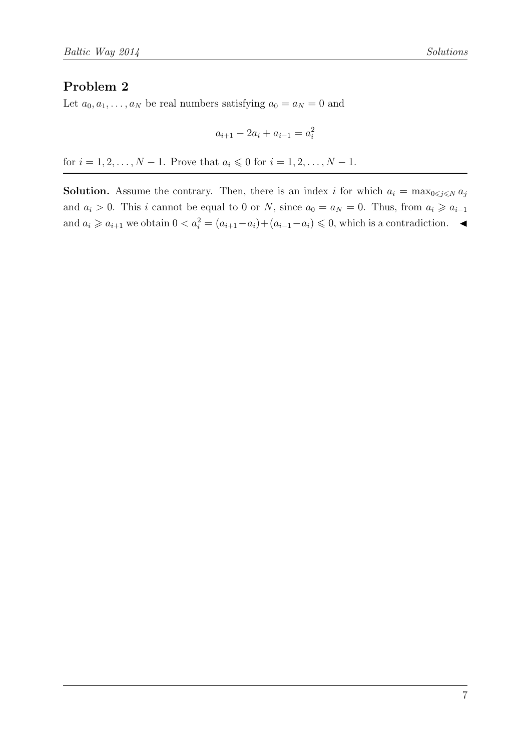## Problem 2

Let $a_0, a_1, \ldots, a_N$ be real numbers satisfying $a_0 = a_N = 0$ and

$$a_{i+1} - 2a_i + a_{i-1} = a_i^2$$

for $i = 1, 2, \ldots, N-1$. Prove that $a_i \leqslant 0$ for $i = 1, 2, \ldots, N-1$.

---

**Solution.** Assume the contrary. Then, there is an index $i$ for which $a_i = \max_{0 \leqslant j \leqslant N} a_j$ and $a_i > 0$. This $i$ cannot be equal to 0 or $N$, since $a_0 = a_N = 0$. Thus, from $a_i \geqslant a_{i-1}$ and $a_i \geqslant a_{i+1}$ we obtain $0 < a_i^2 = (a_{i+1} - a_i) + (a_{i-1} - a_i) \leqslant 0$, which is a contradiction. ◄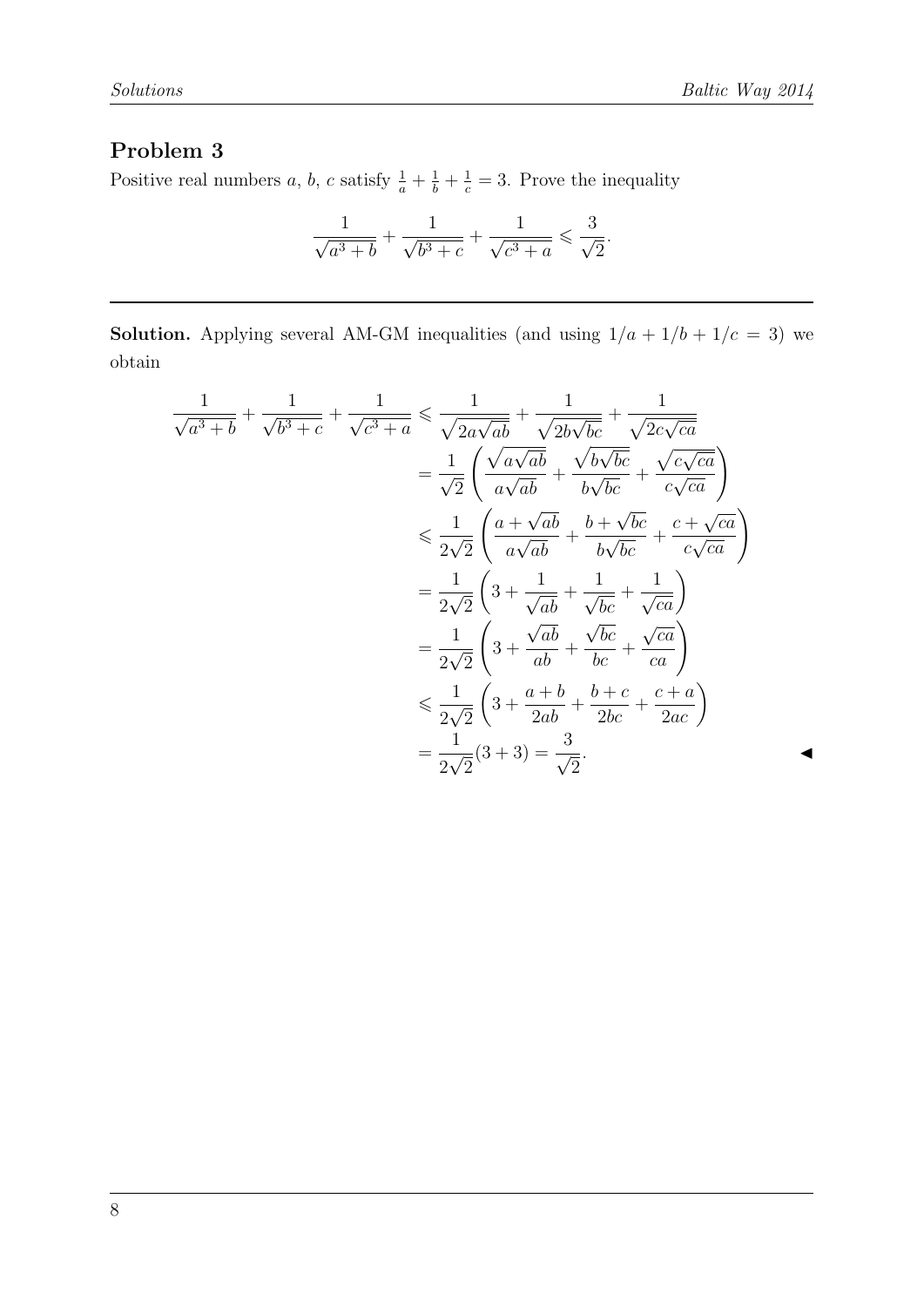## Problem 3

Positive real numbers $a$, $b$, $c$ satisfy $\frac{1}{a} + \frac{1}{b} + \frac{1}{c} = 3$. Prove the inequality

$$\frac{1}{\sqrt{a^3+b}} + \frac{1}{\sqrt{b^3+c}} + \frac{1}{\sqrt{c^3+a}} \leqslant \frac{3}{\sqrt{2}}.$$

---

**Solution.** Applying several AM-GM inequalities (and using $1/a + 1/b + 1/c = 3$) we obtain

$$\begin{aligned}
\frac{1}{\sqrt{a^3+b}} + \frac{1}{\sqrt{b^3+c}} + \frac{1}{\sqrt{c^3+a}} &\leqslant \frac{1}{\sqrt{2a\sqrt{ab}}} + \frac{1}{\sqrt{2b\sqrt{bc}}} + \frac{1}{\sqrt{2c\sqrt{ca}}} \\
&= \frac{1}{\sqrt{2}}\left(\frac{\sqrt{a\sqrt{ab}}}{a\sqrt{ab}} + \frac{\sqrt{b\sqrt{bc}}}{b\sqrt{bc}} + \frac{\sqrt{c\sqrt{ca}}}{c\sqrt{ca}}\right) \\
&\leqslant \frac{1}{2\sqrt{2}}\left(\frac{a+\sqrt{ab}}{a\sqrt{ab}} + \frac{b+\sqrt{bc}}{b\sqrt{bc}} + \frac{c+\sqrt{ca}}{c\sqrt{ca}}\right) \\
&= \frac{1}{2\sqrt{2}}\left(3 + \frac{1}{\sqrt{ab}} + \frac{1}{\sqrt{bc}} + \frac{1}{\sqrt{ca}}\right) \\
&= \frac{1}{2\sqrt{2}}\left(3 + \frac{\sqrt{ab}}{ab} + \frac{\sqrt{bc}}{bc} + \frac{\sqrt{ca}}{ca}\right) \\
&\leqslant \frac{1}{2\sqrt{2}}\left(3 + \frac{a+b}{2ab} + \frac{b+c}{2bc} + \frac{c+a}{2ac}\right) \\
&= \frac{1}{2\sqrt{2}}(3+3) = \frac{3}{\sqrt{2}}.
\end{aligned}$$

◄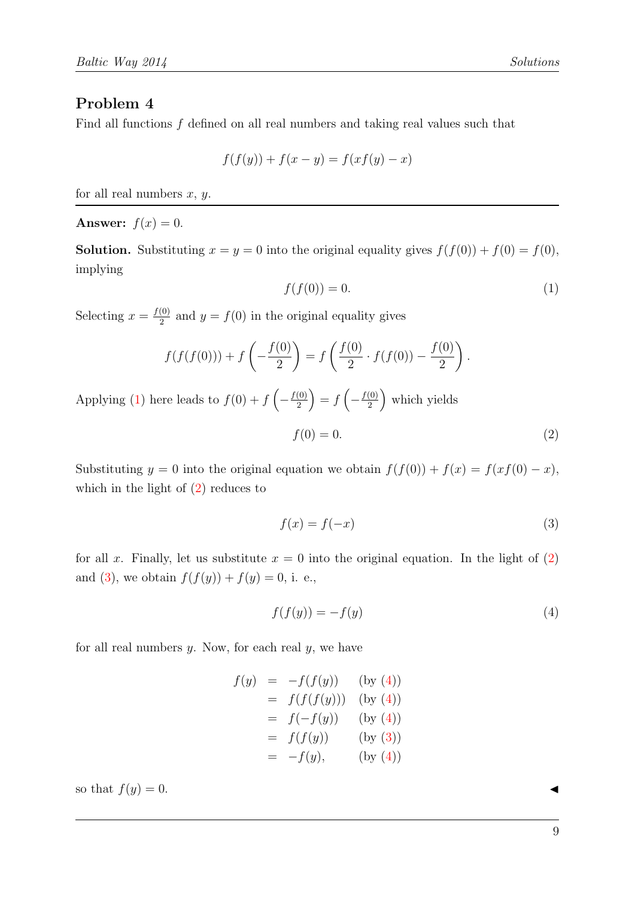## Problem 4

Find all functions $f$ defined on all real numbers and taking real values such that

$$f(f(y)) + f(x - y) = f(xf(y) - x)$$

for all real numbers $x$, $y$.

---

**Answer:** $f(x) = 0$.

**Solution.** Substituting $x = y = 0$ into the original equality gives $f(f(0)) + f(0) = f(0)$, implying

$$f(f(0)) = 0. \tag{1}$$

Selecting $x = \frac{f(0)}{2}$ and $y = f(0)$ in the original equality gives

$$f(f(f(0))) + f\left(-\frac{f(0)}{2}\right) = f\left(\frac{f(0)}{2} \cdot f(f(0)) - \frac{f(0)}{2}\right).$$

Applying (1) here leads to $f(0) + f\left(-\frac{f(0)}{2}\right) = f\left(-\frac{f(0)}{2}\right)$ which yields

$$f(0) = 0. \tag{2}$$

Substituting $y = 0$ into the original equation we obtain $f(f(0)) + f(x) = f(xf(0) - x)$, which in the light of (2) reduces to

$$f(x) = f(-x) \tag{3}$$

for all $x$. Finally, let us substitute $x = 0$ into the original equation. In the light of (2) and (3), we obtain $f(f(y)) + f(y) = 0$, i. e.,

$$f(f(y)) = -f(y) \tag{4}$$

for all real numbers $y$. Now, for each real $y$, we have

$$\begin{aligned}
f(y) &= -f(f(y)) && \text{(by (4))} \\
&= f(f(f(y))) && \text{(by (4))} \\
&= f(-f(y)) && \text{(by (4))} \\
&= f(f(y)) && \text{(by (3))} \\
&= -f(y), && \text{(by (4))}
\end{aligned}$$

so that $f(y) = 0$. ◀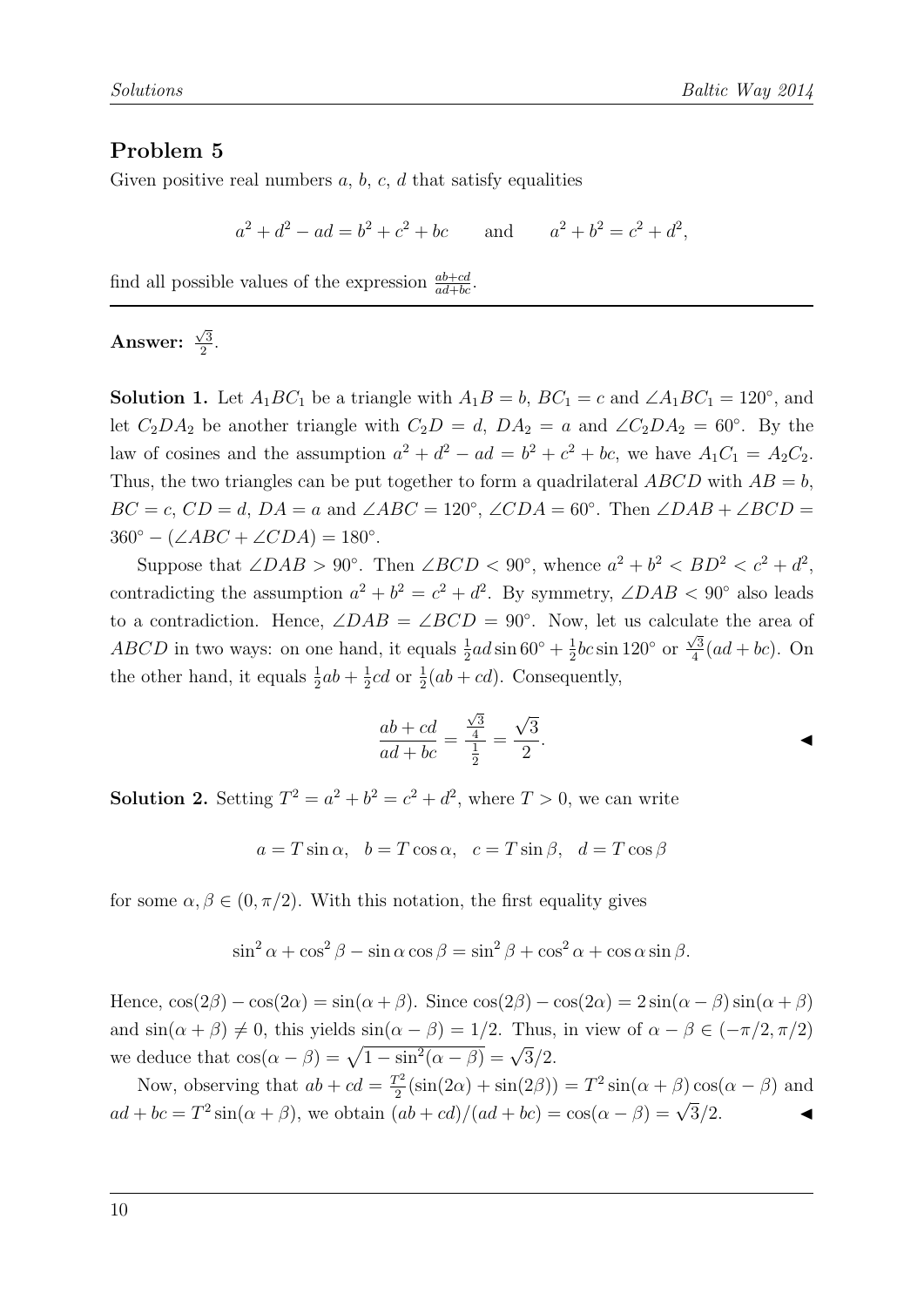## Problem 5

Given positive real numbers $a$, $b$, $c$, $d$ that satisfy equalities

$$a^2 + d^2 - ad = b^2 + c^2 + bc \qquad \text{and} \qquad a^2 + b^2 = c^2 + d^2,$$

find all possible values of the expression $\frac{ab+cd}{ad+bc}$.

---

**Answer:** $\frac{\sqrt{3}}{2}$.

**Solution 1.** Let $A_1BC_1$ be a triangle with $A_1B = b$, $BC_1 = c$ and $\angle A_1BC_1 = 120^\circ$, and let $C_2DA_2$ be another triangle with $C_2D = d$, $DA_2 = a$ and $\angle C_2DA_2 = 60^\circ$. By the law of cosines and the assumption $a^2 + d^2 - ad = b^2 + c^2 + bc$, we have $A_1C_1 = A_2C_2$. Thus, the two triangles can be put together to form a quadrilateral $ABCD$ with $AB = b$, $BC = c$, $CD = d$, $DA = a$ and $\angle ABC = 120^\circ$, $\angle CDA = 60^\circ$. Then $\angle DAB + \angle BCD = 360^\circ - (\angle ABC + \angle CDA) = 180^\circ$.

Suppose that $\angle DAB > 90^\circ$. Then $\angle BCD < 90^\circ$, whence $a^2 + b^2 < BD^2 < c^2 + d^2$, contradicting the assumption $a^2 + b^2 = c^2 + d^2$. By symmetry, $\angle DAB < 90^\circ$ also leads to a contradiction. Hence, $\angle DAB = \angle BCD = 90^\circ$. Now, let us calculate the area of $ABCD$ in two ways: on one hand, it equals $\frac{1}{2}ad\sin 60^\circ + \frac{1}{2}bc\sin 120^\circ$ or $\frac{\sqrt{3}}{4}(ad+bc)$. On the other hand, it equals $\frac{1}{2}ab + \frac{1}{2}cd$ or $\frac{1}{2}(ab+cd)$. Consequently,

$$\frac{ab+cd}{ad+bc} = \frac{\frac{\sqrt{3}}{4}}{\frac{1}{2}} = \frac{\sqrt{3}}{2}. \qquad \blacktriangleleft$$

**Solution 2.** Setting $T^2 = a^2 + b^2 = c^2 + d^2$, where $T > 0$, we can write

$$a = T\sin\alpha, \quad b = T\cos\alpha, \quad c = T\sin\beta, \quad d = T\cos\beta$$

for some $\alpha, \beta \in (0, \pi/2)$. With this notation, the first equality gives

$$\sin^2\alpha + \cos^2\beta - \sin\alpha\cos\beta = \sin^2\beta + \cos^2\alpha + \cos\alpha\sin\beta.$$

Hence, $\cos(2\beta) - \cos(2\alpha) = \sin(\alpha+\beta)$. Since $\cos(2\beta) - \cos(2\alpha) = 2\sin(\alpha-\beta)\sin(\alpha+\beta)$ and $\sin(\alpha+\beta) \neq 0$, this yields $\sin(\alpha-\beta) = 1/2$. Thus, in view of $\alpha - \beta \in (-\pi/2, \pi/2)$ we deduce that $\cos(\alpha-\beta) = \sqrt{1-\sin^2(\alpha-\beta)} = \sqrt{3}/2$.

Now, observing that $ab + cd = \frac{T^2}{2}(\sin(2\alpha) + \sin(2\beta)) = T^2\sin(\alpha+\beta)\cos(\alpha-\beta)$ and $ad + bc = T^2\sin(\alpha+\beta)$, we obtain $(ab+cd)/(ad+bc) = \cos(\alpha-\beta) = \sqrt{3}/2$. $\blacktriangleleft$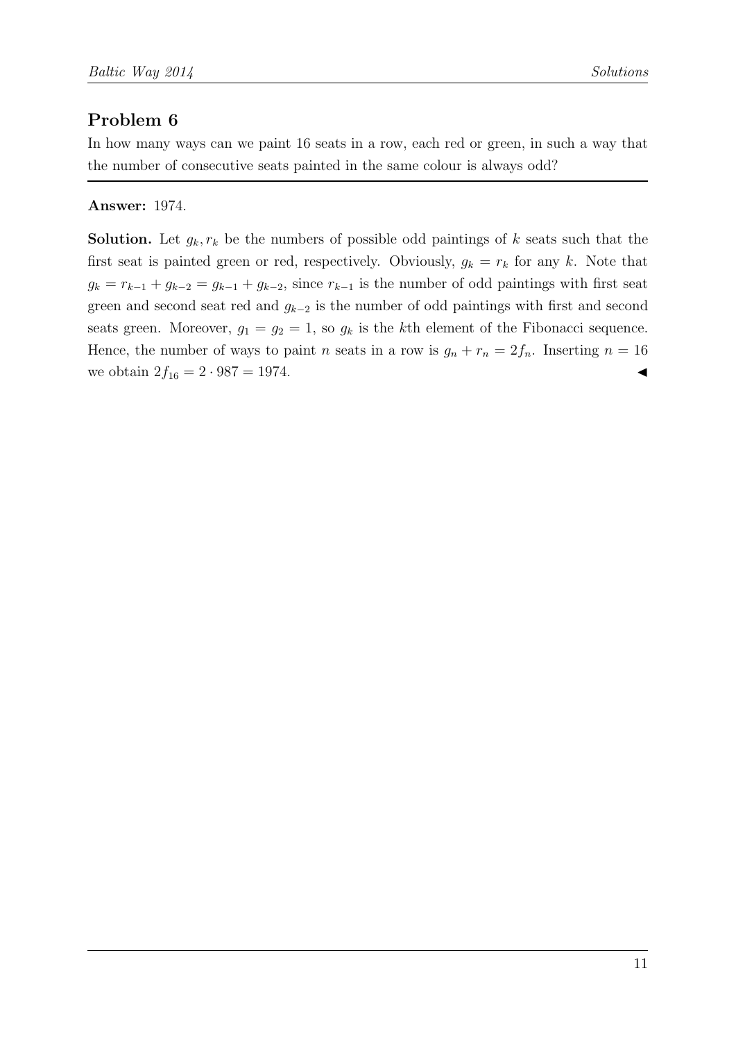## Problem 6

In how many ways can we paint 16 seats in a row, each red or green, in such a way that the number of consecutive seats painted in the same colour is always odd?

**Answer:** 1974.

**Solution.** Let $g_k, r_k$ be the numbers of possible odd paintings of $k$ seats such that the first seat is painted green or red, respectively. Obviously, $g_k = r_k$ for any $k$. Note that $g_k = r_{k-1} + g_{k-2} = g_{k-1} + g_{k-2}$, since $r_{k-1}$ is the number of odd paintings with first seat green and second seat red and $g_{k-2}$ is the number of odd paintings with first and second seats green. Moreover, $g_1 = g_2 = 1$, so $g_k$ is the $k$th element of the Fibonacci sequence. Hence, the number of ways to paint $n$ seats in a row is $g_n + r_n = 2f_n$. Inserting $n = 16$ we obtain $2f_{16} = 2 \cdot 987 = 1974$. ◀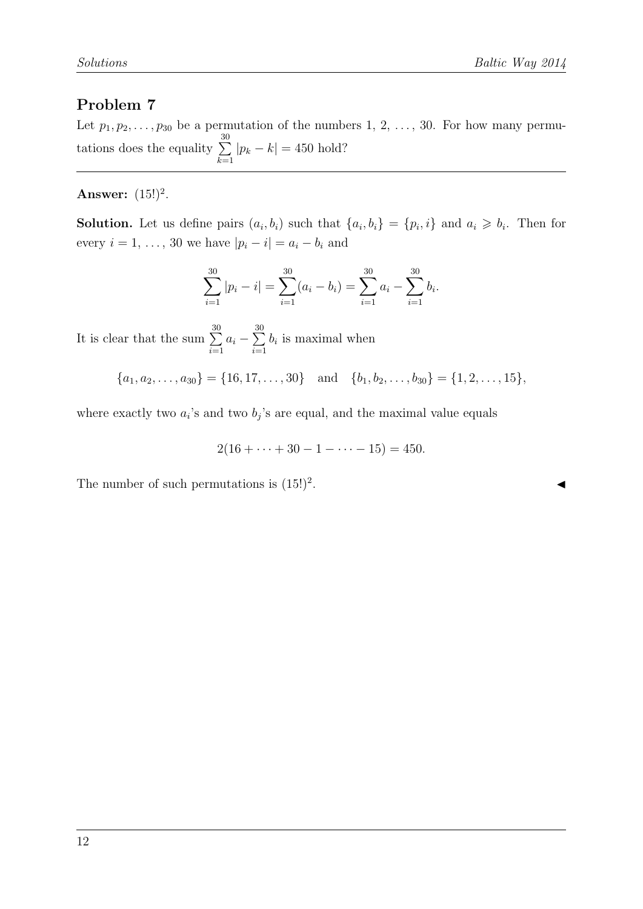## Problem 7

Let $p_1, p_2, \ldots, p_{30}$ be a permutation of the numbers 1, 2, …, 30. For how many permutations does the equality $\sum\limits_{k=1}^{30} |p_k - k| = 450$ hold?

**Answer:** $(15!)^2$.

**Solution.** Let us define pairs $(a_i, b_i)$ such that $\{a_i, b_i\} = \{p_i, i\}$ and $a_i \geqslant b_i$. Then for every $i = 1, \ldots, 30$ we have $|p_i - i| = a_i - b_i$ and

$$\sum_{i=1}^{30} |p_i - i| = \sum_{i=1}^{30} (a_i - b_i) = \sum_{i=1}^{30} a_i - \sum_{i=1}^{30} b_i.$$

It is clear that the sum $\sum\limits_{i=1}^{30} a_i - \sum\limits_{i=1}^{30} b_i$ is maximal when

$$\{a_1, a_2, \ldots, a_{30}\} = \{16, 17, \ldots, 30\} \quad \text{and} \quad \{b_1, b_2, \ldots, b_{30}\} = \{1, 2, \ldots, 15\},$$

where exactly two $a_i$'s and two $b_j$'s are equal, and the maximal value equals

$$2(16 + \cdots + 30 - 1 - \cdots - 15) = 450.$$

The number of such permutations is $(15!)^2$. ◀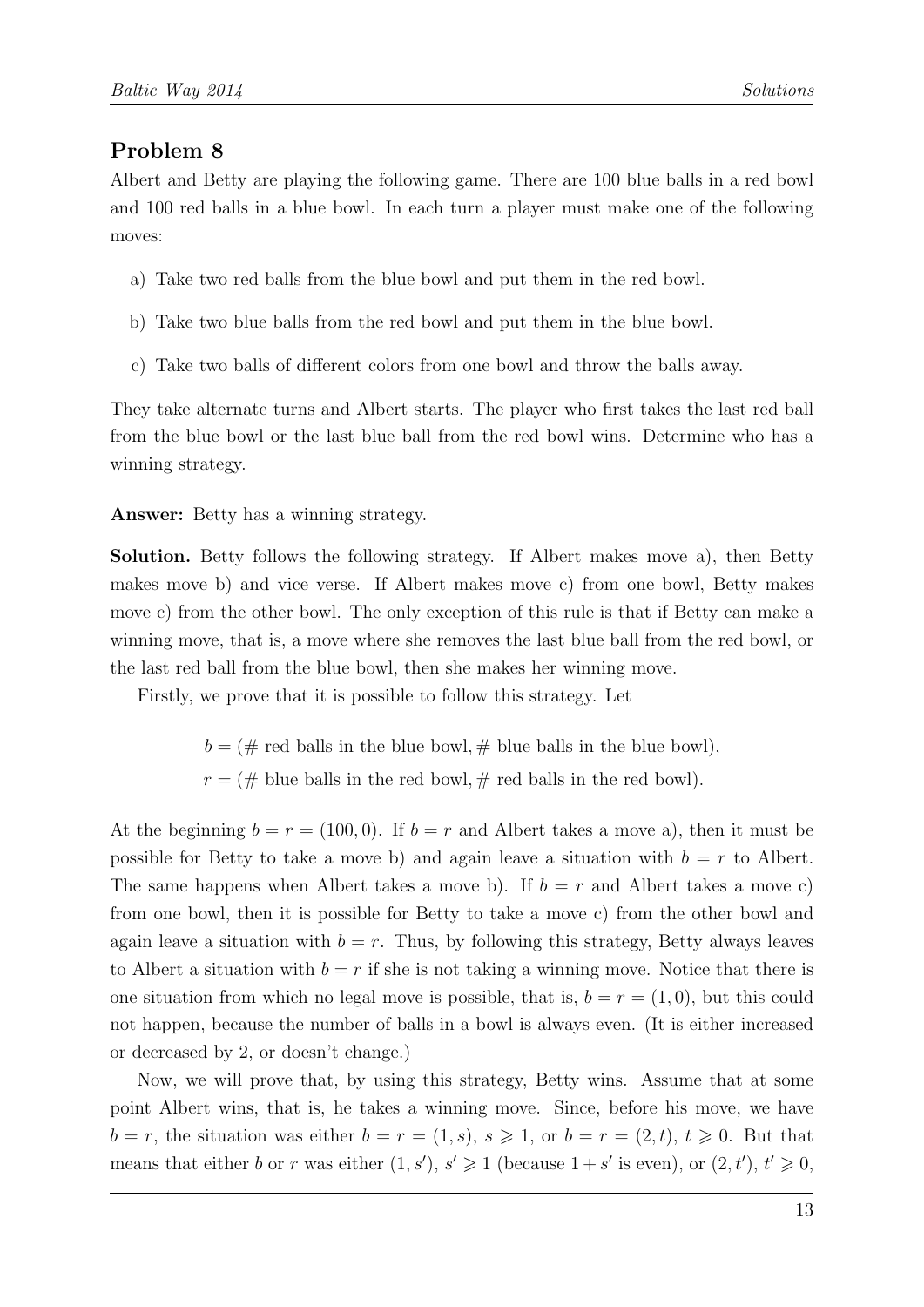## Problem 8

Albert and Betty are playing the following game. There are 100 blue balls in a red bowl and 100 red balls in a blue bowl. In each turn a player must make one of the following moves:

a) Take two red balls from the blue bowl and put them in the red bowl.

b) Take two blue balls from the red bowl and put them in the blue bowl.

c) Take two balls of different colors from one bowl and throw the balls away.

They take alternate turns and Albert starts. The player who first takes the last red ball from the blue bowl or the last blue ball from the red bowl wins. Determine who has a winning strategy.

---

**Answer:** Betty has a winning strategy.

**Solution.** Betty follows the following strategy. If Albert makes move a), then Betty makes move b) and vice verse. If Albert makes move c) from one bowl, Betty makes move c) from the other bowl. The only exception of this rule is that if Betty can make a winning move, that is, a move where she removes the last blue ball from the red bowl, or the last red ball from the blue bowl, then she makes her winning move.

Firstly, we prove that it is possible to follow this strategy. Let

$$b = (\text{\# red balls in the blue bowl}, \text{\# blue balls in the blue bowl}),$$
$$r = (\text{\# blue balls in the red bowl}, \text{\# red balls in the red bowl}).$$

At the beginning $b = r = (100, 0)$. If $b = r$ and Albert takes a move a), then it must be possible for Betty to take a move b) and again leave a situation with $b = r$ to Albert. The same happens when Albert takes a move b). If $b = r$ and Albert takes a move c) from one bowl, then it is possible for Betty to take a move c) from the other bowl and again leave a situation with $b = r$. Thus, by following this strategy, Betty always leaves to Albert a situation with $b = r$ if she is not taking a winning move. Notice that there is one situation from which no legal move is possible, that is, $b = r = (1, 0)$, but this could not happen, because the number of balls in a bowl is always even. (It is either increased or decreased by 2, or doesn't change.)

Now, we will prove that, by using this strategy, Betty wins. Assume that at some point Albert wins, that is, he takes a winning move. Since, before his move, we have $b = r$, the situation was either $b = r = (1, s)$, $s \geqslant 1$, or $b = r = (2, t)$, $t \geqslant 0$. But that means that either $b$ or $r$ was either $(1, s')$, $s' \geqslant 1$ (because $1 + s'$ is even), or $(2, t')$, $t' \geqslant 0$,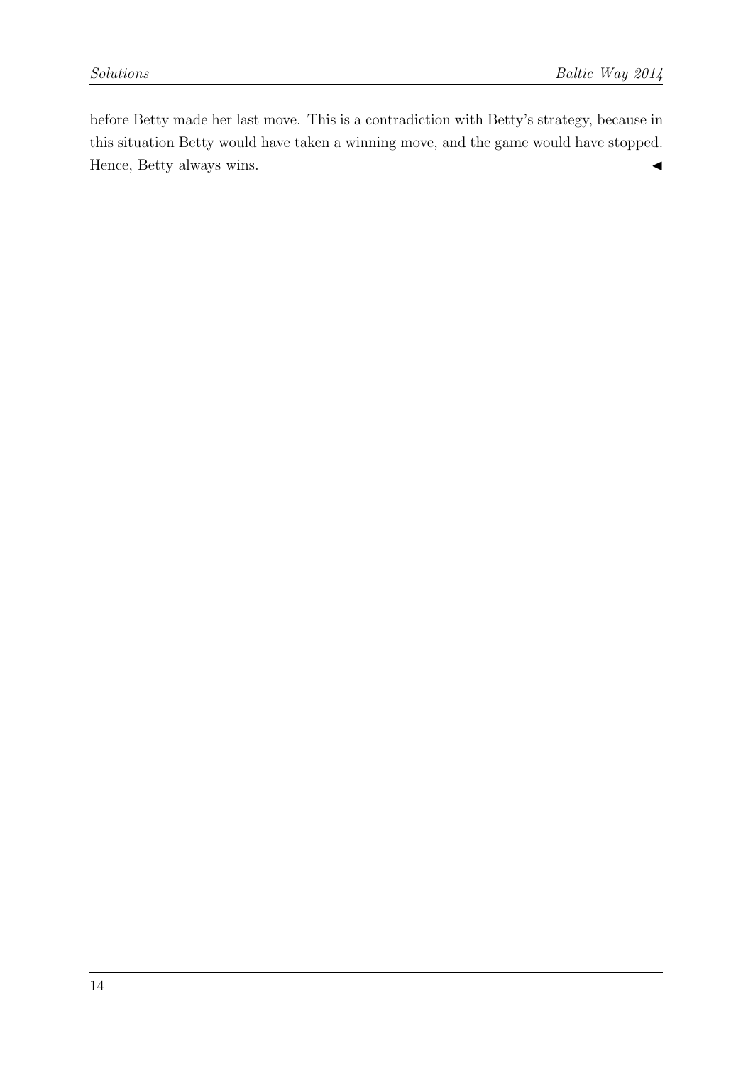before Betty made her last move. This is a contradiction with Betty's strategy, because in this situation Betty would have taken a winning move, and the game would have stopped. Hence, Betty always wins. ◀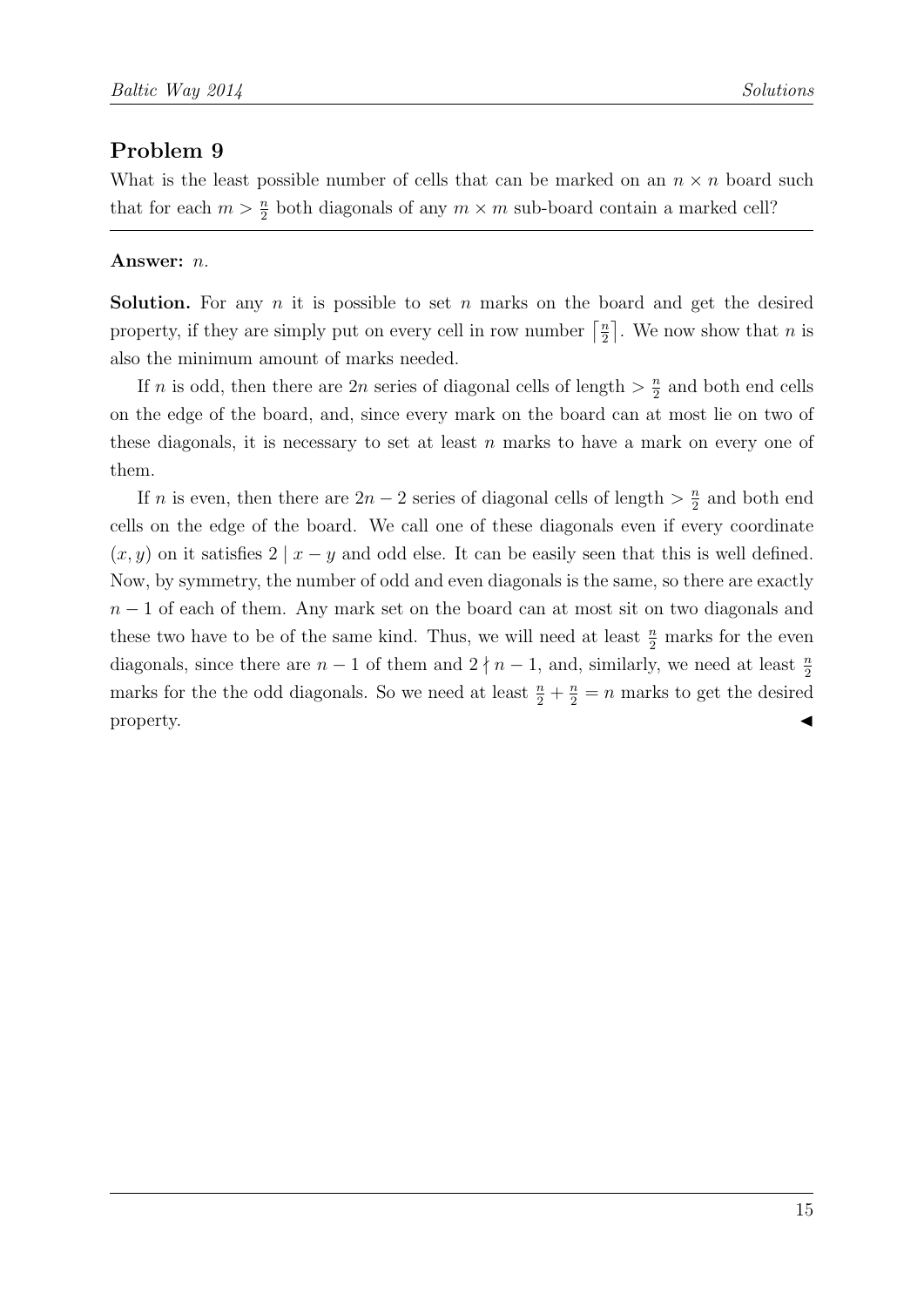## Problem 9

What is the least possible number of cells that can be marked on an $n \times n$ board such that for each $m > \frac{n}{2}$ both diagonals of any $m \times m$ sub-board contain a marked cell?

**Answer:** $n$.

**Solution.** For any $n$ it is possible to set $n$ marks on the board and get the desired property, if they are simply put on every cell in row number $\lceil \frac{n}{2} \rceil$. We now show that $n$ is also the minimum amount of marks needed.

If $n$ is odd, then there are $2n$ series of diagonal cells of length $> \frac{n}{2}$ and both end cells on the edge of the board, and, since every mark on the board can at most lie on two of these diagonals, it is necessary to set at least $n$ marks to have a mark on every one of them.

If $n$ is even, then there are $2n - 2$ series of diagonal cells of length $> \frac{n}{2}$ and both end cells on the edge of the board. We call one of these diagonals even if every coordinate $(x, y)$ on it satisfies $2 \mid x - y$ and odd else. It can be easily seen that this is well defined. Now, by symmetry, the number of odd and even diagonals is the same, so there are exactly $n - 1$ of each of them. Any mark set on the board can at most sit on two diagonals and these two have to be of the same kind. Thus, we will need at least $\frac{n}{2}$ marks for the even diagonals, since there are $n - 1$ of them and $2 \nmid n - 1$, and, similarly, we need at least $\frac{n}{2}$ marks for the the odd diagonals. So we need at least $\frac{n}{2} + \frac{n}{2} = n$ marks to get the desired property. ◀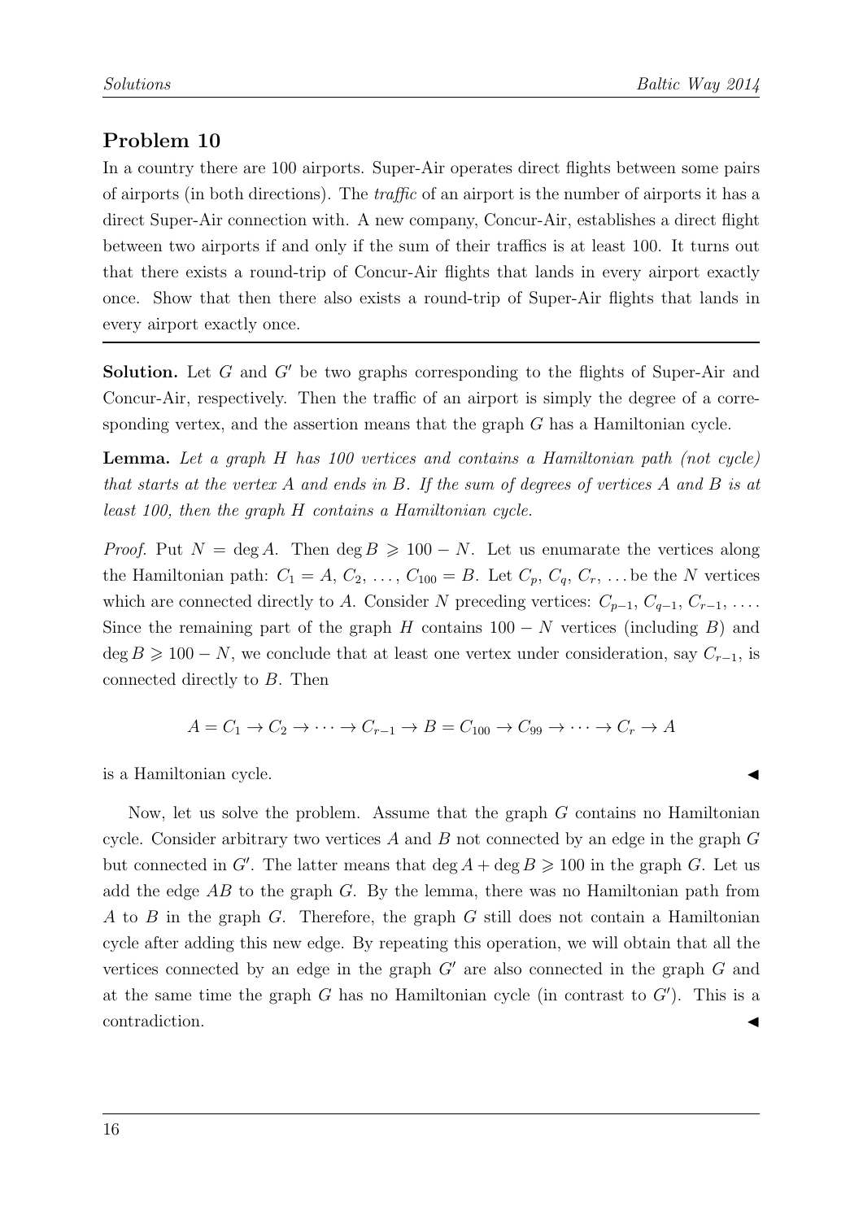## Problem 10

In a country there are 100 airports. Super-Air operates direct flights between some pairs of airports (in both directions). The *traffic* of an airport is the number of airports it has a direct Super-Air connection with. A new company, Concur-Air, establishes a direct flight between two airports if and only if the sum of their traffics is at least 100. It turns out that there exists a round-trip of Concur-Air flights that lands in every airport exactly once. Show that then there also exists a round-trip of Super-Air flights that lands in every airport exactly once.

---

**Solution.** Let $G$ and $G'$ be two graphs corresponding to the flights of Super-Air and Concur-Air, respectively. Then the traffic of an airport is simply the degree of a corresponding vertex, and the assertion means that the graph $G$ has a Hamiltonian cycle.

**Lemma.** *Let a graph $H$ has 100 vertices and contains a Hamiltonian path (not cycle) that starts at the vertex $A$ and ends in $B$. If the sum of degrees of vertices $A$ and $B$ is at least 100, then the graph $H$ contains a Hamiltonian cycle.*

*Proof.* Put $N = \deg A$. Then $\deg B \geqslant 100 - N$. Let us enumarate the vertices along the Hamiltonian path: $C_1 = A$, $C_2$, ..., $C_{100} = B$. Let $C_p$, $C_q$, $C_r$, ... be the $N$ vertices which are connected directly to $A$. Consider $N$ preceding vertices: $C_{p-1}$, $C_{q-1}$, $C_{r-1}$, .... Since the remaining part of the graph $H$ contains $100 - N$ vertices (including $B$) and $\deg B \geqslant 100 - N$, we conclude that at least one vertex under consideration, say $C_{r-1}$, is connected directly to $B$. Then

$$A = C_1 \to C_2 \to \cdots \to C_{r-1} \to B = C_{100} \to C_{99} \to \cdots \to C_r \to A$$

is a Hamiltonian cycle. ◀

Now, let us solve the problem. Assume that the graph $G$ contains no Hamiltonian cycle. Consider arbitrary two vertices $A$ and $B$ not connected by an edge in the graph $G$ but connected in $G'$. The latter means that $\deg A + \deg B \geqslant 100$ in the graph $G$. Let us add the edge $AB$ to the graph $G$. By the lemma, there was no Hamiltonian path from $A$ to $B$ in the graph $G$. Therefore, the graph $G$ still does not contain a Hamiltonian cycle after adding this new edge. By repeating this operation, we will obtain that all the vertices connected by an edge in the graph $G'$ are also connected in the graph $G$ and at the same time the graph $G$ has no Hamiltonian cycle (in contrast to $G'$). This is a contradiction. ◀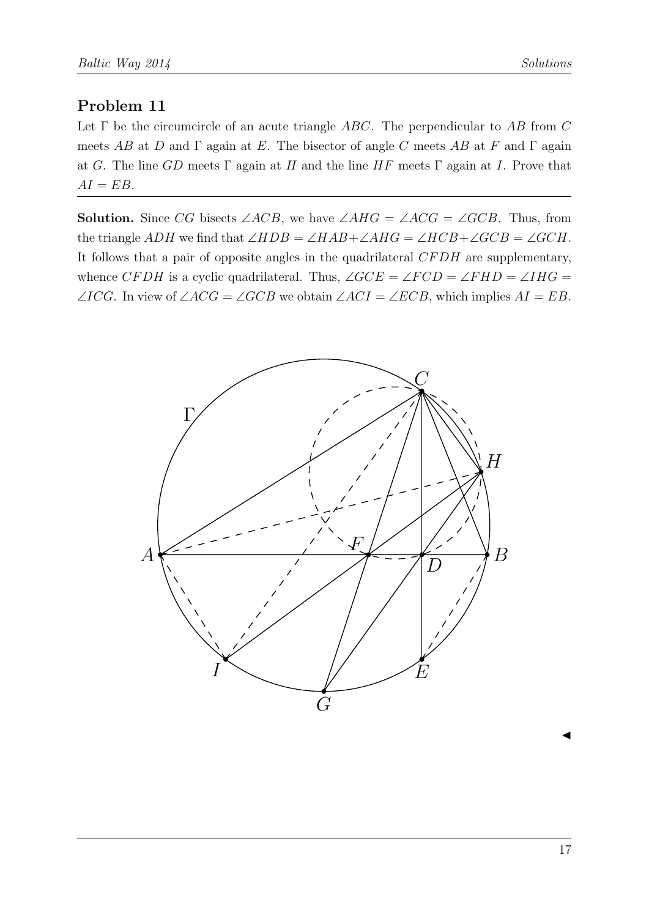## Problem 11

Let $\Gamma$ be the circumcircle of an acute triangle $ABC$. The perpendicular to $AB$ from $C$ meets $AB$ at $D$ and $\Gamma$ again at $E$. The bisector of angle $C$ meets $AB$ at $F$ and $\Gamma$ again at $G$. The line $GD$ meets $\Gamma$ again at $H$ and the line $HF$ meets $\Gamma$ again at $I$. Prove that $AI = EB$.

**Solution.** Since $CG$ bisects $\angle ACB$, we have $\angle AHG = \angle ACG = \angle GCB$. Thus, from the triangle $ADH$ we find that $\angle HDB = \angle HAB + \angle AHG = \angle HCB + \angle GCB = \angle GCH$. It follows that a pair of opposite angles in the quadrilateral $CFDH$ are supplementary, whence $CFDH$ is a cyclic quadrilateral. Thus, $\angle GCE = \angle FCD = \angle FHD = \angle IHG = \angle ICG$. In view of $\angle ACG = \angle GCB$ we obtain $\angle ACI = \angle ECB$, which implies $AI = EB$.

◄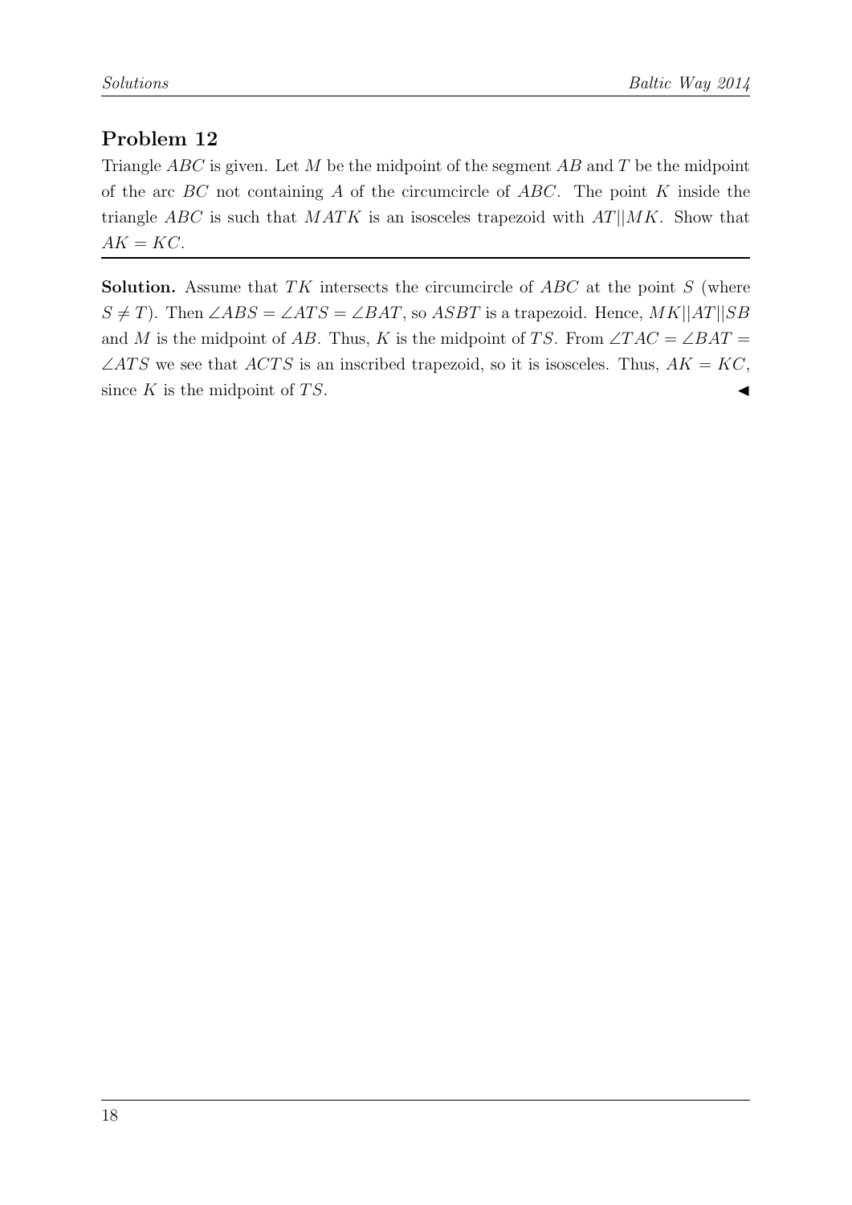## Problem 12

Triangle $ABC$ is given. Let $M$ be the midpoint of the segment $AB$ and $T$ be the midpoint of the arc $BC$ not containing $A$ of the circumcircle of $ABC$. The point $K$ inside the triangle $ABC$ is such that $MATK$ is an isosceles trapezoid with $AT||MK$. Show that $AK = KC$.

**Solution.** Assume that $TK$ intersects the circumcircle of $ABC$ at the point $S$ (where $S \neq T$). Then $\angle ABS = \angle ATS = \angle BAT$, so $ASBT$ is a trapezoid. Hence, $MK||AT||SB$ and $M$ is the midpoint of $AB$. Thus, $K$ is the midpoint of $TS$. From $\angle TAC = \angle BAT = \angle ATS$ we see that $ACTS$ is an inscribed trapezoid, so it is isosceles. Thus, $AK = KC$, since $K$ is the midpoint of $TS$. ◀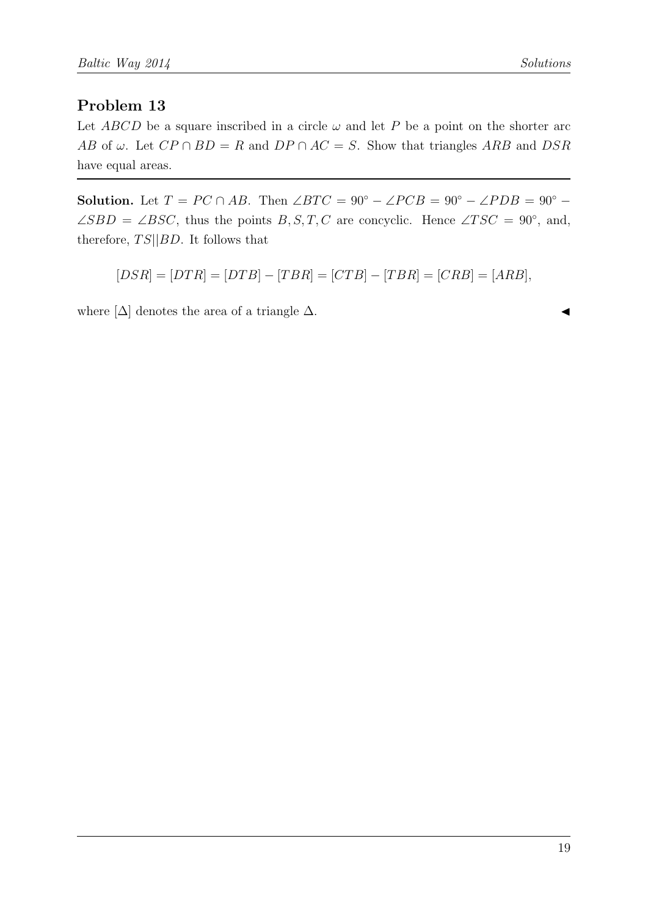## Problem 13

Let $ABCD$ be a square inscribed in a circle $\omega$ and let $P$ be a point on the shorter arc $AB$ of $\omega$. Let $CP \cap BD = R$ and $DP \cap AC = S$. Show that triangles $ARB$ and $DSR$ have equal areas.

---

**Solution.** Let $T = PC \cap AB$. Then $\angle BTC = 90^\circ - \angle PCB = 90^\circ - \angle PDB = 90^\circ - \angle SBD = \angle BSC$, thus the points $B, S, T, C$ are concyclic. Hence $\angle TSC = 90^\circ$, and, therefore, $TS || BD$. It follows that

$$[DSR] = [DTR] = [DTB] - [TBR] = [CTB] - [TBR] = [CRB] = [ARB],$$

where $[\Delta]$ denotes the area of a triangle $\Delta$. ◀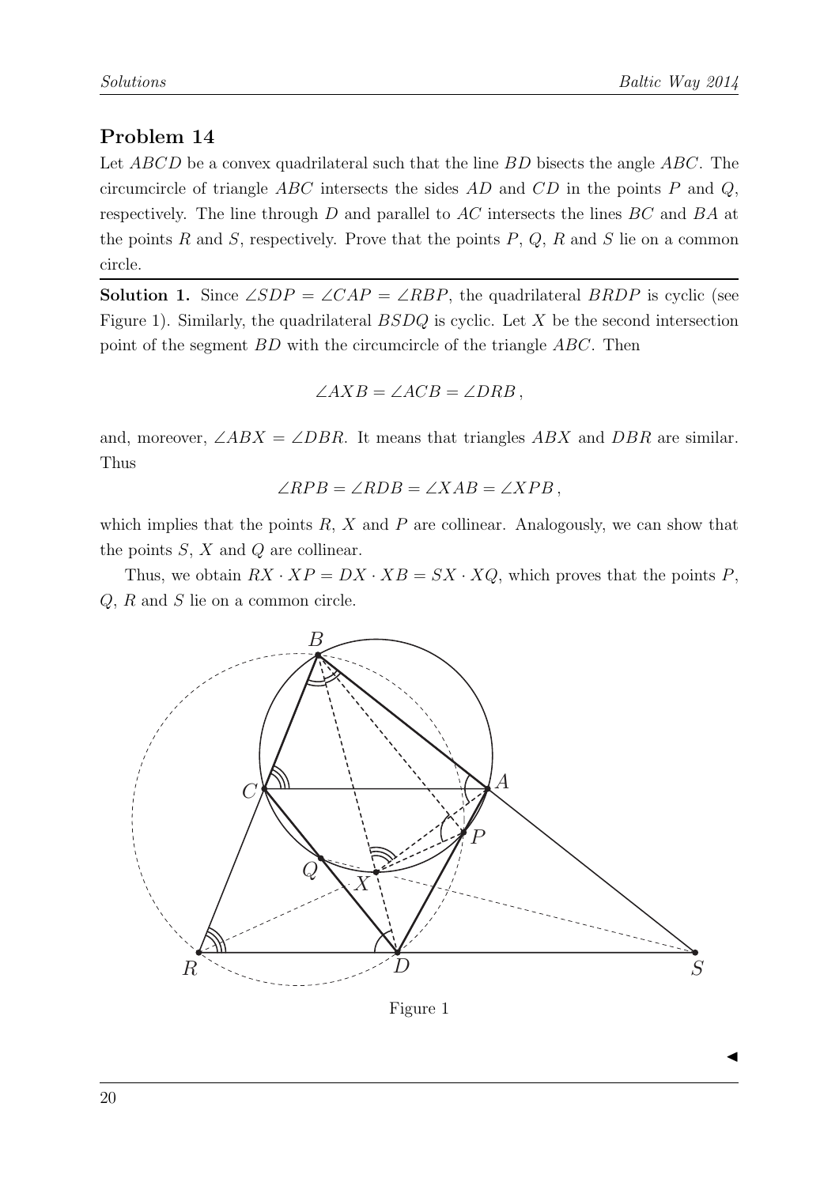## Problem 14

Let $ABCD$ be a convex quadrilateral such that the line $BD$ bisects the angle $ABC$. The circumcircle of triangle $ABC$ intersects the sides $AD$ and $CD$ in the points $P$ and $Q$, respectively. The line through $D$ and parallel to $AC$ intersects the lines $BC$ and $BA$ at the points $R$ and $S$, respectively. Prove that the points $P$, $Q$, $R$ and $S$ lie on a common circle.

**Solution 1.** Since $\angle SDP = \angle CAP = \angle RBP$, the quadrilateral $BRDP$ is cyclic (see Figure 1). Similarly, the quadrilateral $BSDQ$ is cyclic. Let $X$ be the second intersection point of the segment $BD$ with the circumcircle of the triangle $ABC$. Then

$$\angle AXB = \angle ACB = \angle DRB\,,$$

and, moreover, $\angle ABX = \angle DBR$. It means that triangles $ABX$ and $DBR$ are similar. Thus

$$\angle RPB = \angle RDB = \angle XAB = \angle XPB\,,$$

which implies that the points $R$, $X$ and $P$ are collinear. Analogously, we can show that the points $S$, $X$ and $Q$ are collinear.

Thus, we obtain $RX \cdot XP = DX \cdot XB = SX \cdot XQ$, which proves that the points $P$, $Q$, $R$ and $S$ lie on a common circle.

Figure 1

◄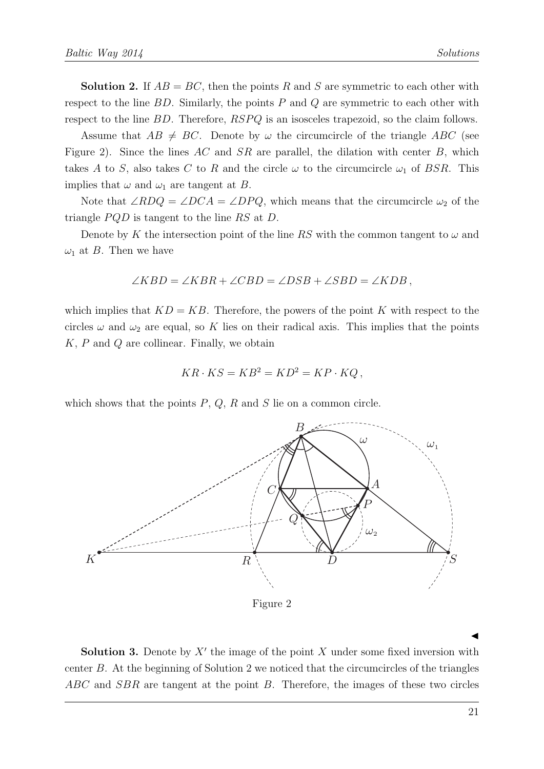**Solution 2.** If $AB = BC$, then the points $R$ and $S$ are symmetric to each other with respect to the line $BD$. Similarly, the points $P$ and $Q$ are symmetric to each other with respect to the line $BD$. Therefore, $RSPQ$ is an isosceles trapezoid, so the claim follows.

Assume that $AB \neq BC$. Denote by $\omega$ the circumcircle of the triangle $ABC$ (see Figure 2). Since the lines $AC$ and $SR$ are parallel, the dilation with center $B$, which takes $A$ to $S$, also takes $C$ to $R$ and the circle $\omega$ to the circumcircle $\omega_1$ of $BSR$. This implies that $\omega$ and $\omega_1$ are tangent at $B$.

Note that $\angle RDQ = \angle DCA = \angle DPQ$, which means that the circumcircle $\omega_2$ of the triangle $PQD$ is tangent to the line $RS$ at $D$.

Denote by $K$ the intersection point of the line $RS$ with the common tangent to $\omega$ and $\omega_1$ at $B$. Then we have

$$\angle KBD = \angle KBR + \angle CBD = \angle DSB + \angle SBD = \angle KDB\,,$$

which implies that $KD = KB$. Therefore, the powers of the point $K$ with respect to the circles $\omega$ and $\omega_2$ are equal, so $K$ lies on their radical axis. This implies that the points $K$, $P$ and $Q$ are collinear. Finally, we obtain

$$KR \cdot KS = KB^2 = KD^2 = KP \cdot KQ\,,$$

which shows that the points $P$, $Q$, $R$ and $S$ lie on a common circle.

Figure 2

◀

**Solution 3.** Denote by $X'$ the image of the point $X$ under some fixed inversion with center $B$. At the beginning of Solution 2 we noticed that the circumcircles of the triangles $ABC$ and $SBR$ are tangent at the point $B$. Therefore, the images of these two circles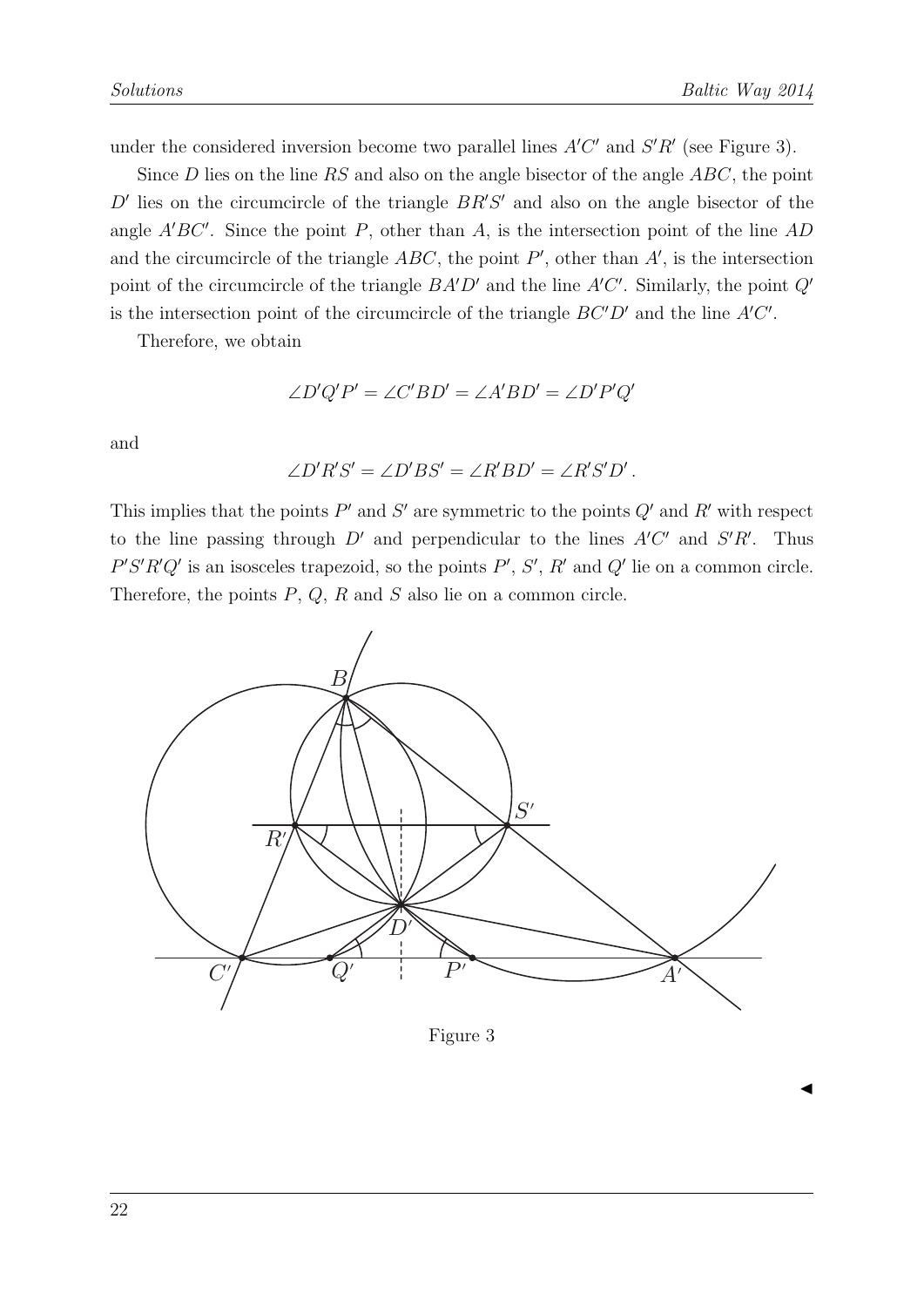under the considered inversion become two parallel lines $A'C'$ and $S'R'$ (see Figure 3).

Since $D$ lies on the line $RS$ and also on the angle bisector of the angle $ABC$, the point $D'$ lies on the circumcircle of the triangle $BR'S'$ and also on the angle bisector of the angle $A'BC'$. Since the point $P$, other than $A$, is the intersection point of the line $AD$ and the circumcircle of the triangle $ABC$, the point $P'$, other than $A'$, is the intersection point of the circumcircle of the triangle $BA'D'$ and the line $A'C'$. Similarly, the point $Q'$ is the intersection point of the circumcircle of the triangle $BC'D'$ and the line $A'C'$.

Therefore, we obtain

$$\angle D'Q'P' = \angle C'BD' = \angle A'BD' = \angle D'P'Q'$$

and

$$\angle D'R'S' = \angle D'BS' = \angle R'BD' = \angle R'S'D'.$$

This implies that the points $P'$ and $S'$ are symmetric to the points $Q'$ and $R'$ with respect to the line passing through $D'$ and perpendicular to the lines $A'C'$ and $S'R'$. Thus $P'S'R'Q'$ is an isosceles trapezoid, so the points $P'$, $S'$, $R'$ and $Q'$ lie on a common circle. Therefore, the points $P$, $Q$, $R$ and $S$ also lie on a common circle.

Figure 3

◀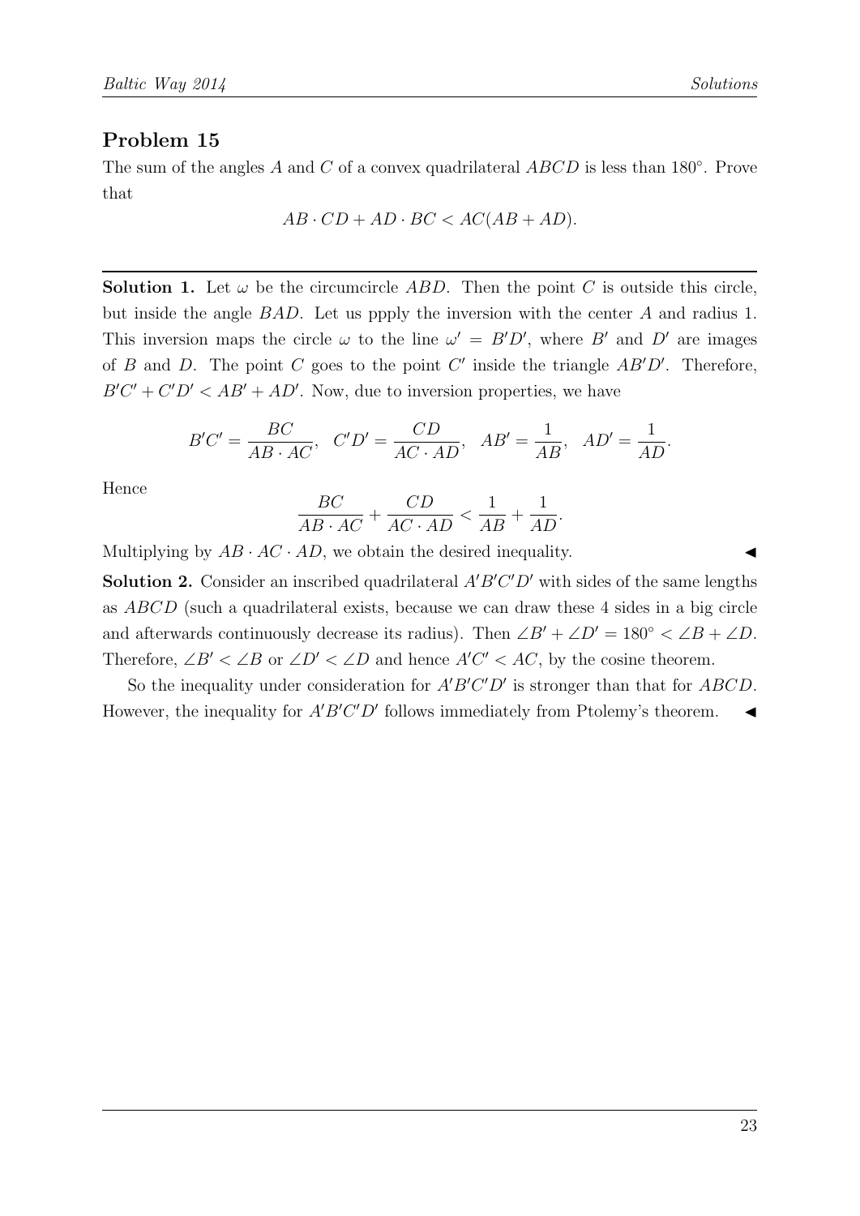## Problem 15

The sum of the angles $A$ and $C$ of a convex quadrilateral $ABCD$ is less than $180^\circ$. Prove that

$$AB \cdot CD + AD \cdot BC < AC(AB + AD).$$

---

**Solution 1.** Let $\omega$ be the circumcircle $ABD$. Then the point $C$ is outside this circle, but inside the angle $BAD$. Let us ppply the inversion with the center $A$ and radius 1. This inversion maps the circle $\omega$ to the line $\omega' = B'D'$, where $B'$ and $D'$ are images of $B$ and $D$. The point $C$ goes to the point $C'$ inside the triangle $AB'D'$. Therefore, $B'C' + C'D' < AB' + AD'$. Now, due to inversion properties, we have

$$B'C' = \frac{BC}{AB \cdot AC}, \quad C'D' = \frac{CD}{AC \cdot AD}, \quad AB' = \frac{1}{AB}, \quad AD' = \frac{1}{AD}.$$

Hence

$$\frac{BC}{AB \cdot AC} + \frac{CD}{AC \cdot AD} < \frac{1}{AB} + \frac{1}{AD}.$$

Multiplying by $AB \cdot AC \cdot AD$, we obtain the desired inequality. ◀

**Solution 2.** Consider an inscribed quadrilateral $A'B'C'D'$ with sides of the same lengths as $ABCD$ (such a quadrilateral exists, because we can draw these 4 sides in a big circle and afterwards continuously decrease its radius). Then $\angle B' + \angle D' = 180^\circ < \angle B + \angle D$. Therefore, $\angle B' < \angle B$ or $\angle D' < \angle D$ and hence $A'C' < AC$, by the cosine theorem.

So the inequality under consideration for $A'B'C'D'$ is stronger than that for $ABCD$. However, the inequality for $A'B'C'D'$ follows immediately from Ptolemy's theorem. ◀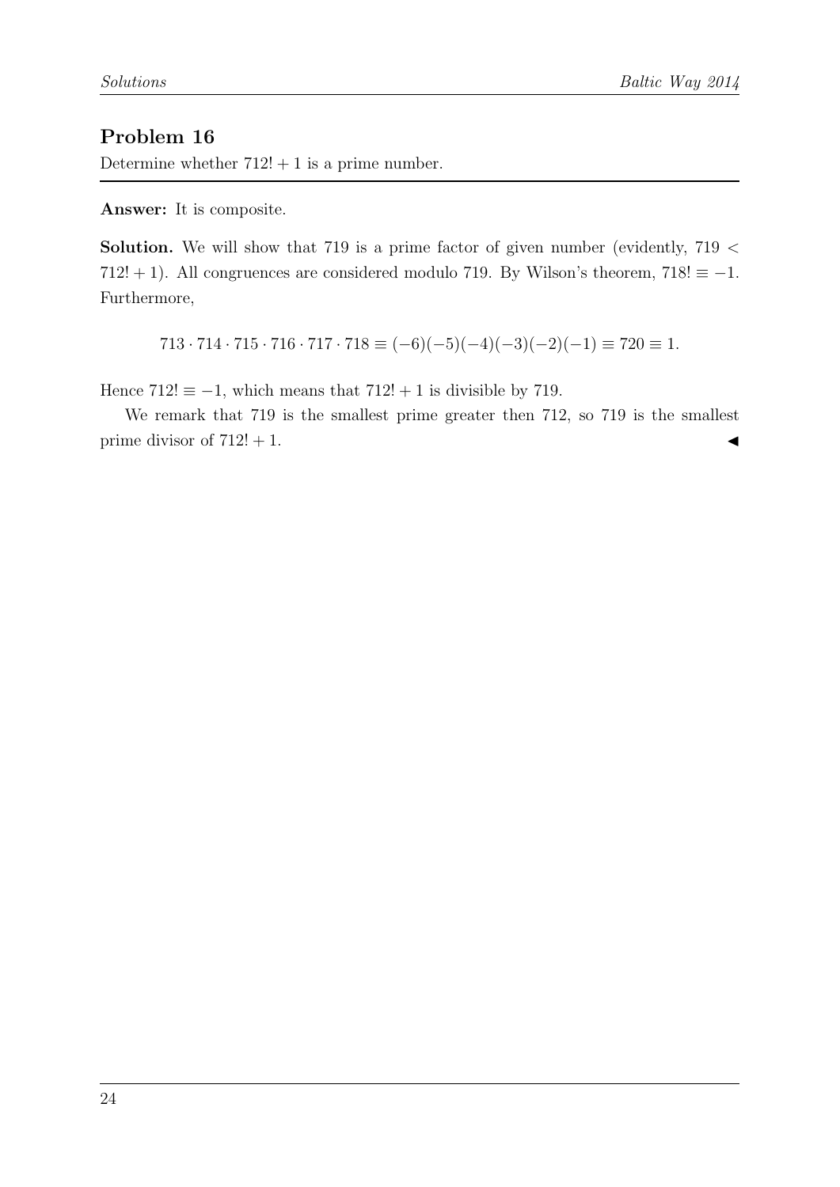## Problem 16

Determine whether $712! + 1$ is a prime number.

---

**Answer:** It is composite.

**Solution.** We will show that 719 is a prime factor of given number (evidently, $719 < 712! + 1$). All congruences are considered modulo 719. By Wilson's theorem, $718! \equiv -1$. Furthermore,

$$713 \cdot 714 \cdot 715 \cdot 716 \cdot 717 \cdot 718 \equiv (-6)(-5)(-4)(-3)(-2)(-1) \equiv 720 \equiv 1.$$

Hence $712! \equiv -1$, which means that $712! + 1$ is divisible by 719.

We remark that 719 is the smallest prime greater then 712, so 719 is the smallest prime divisor of $712! + 1$. ◀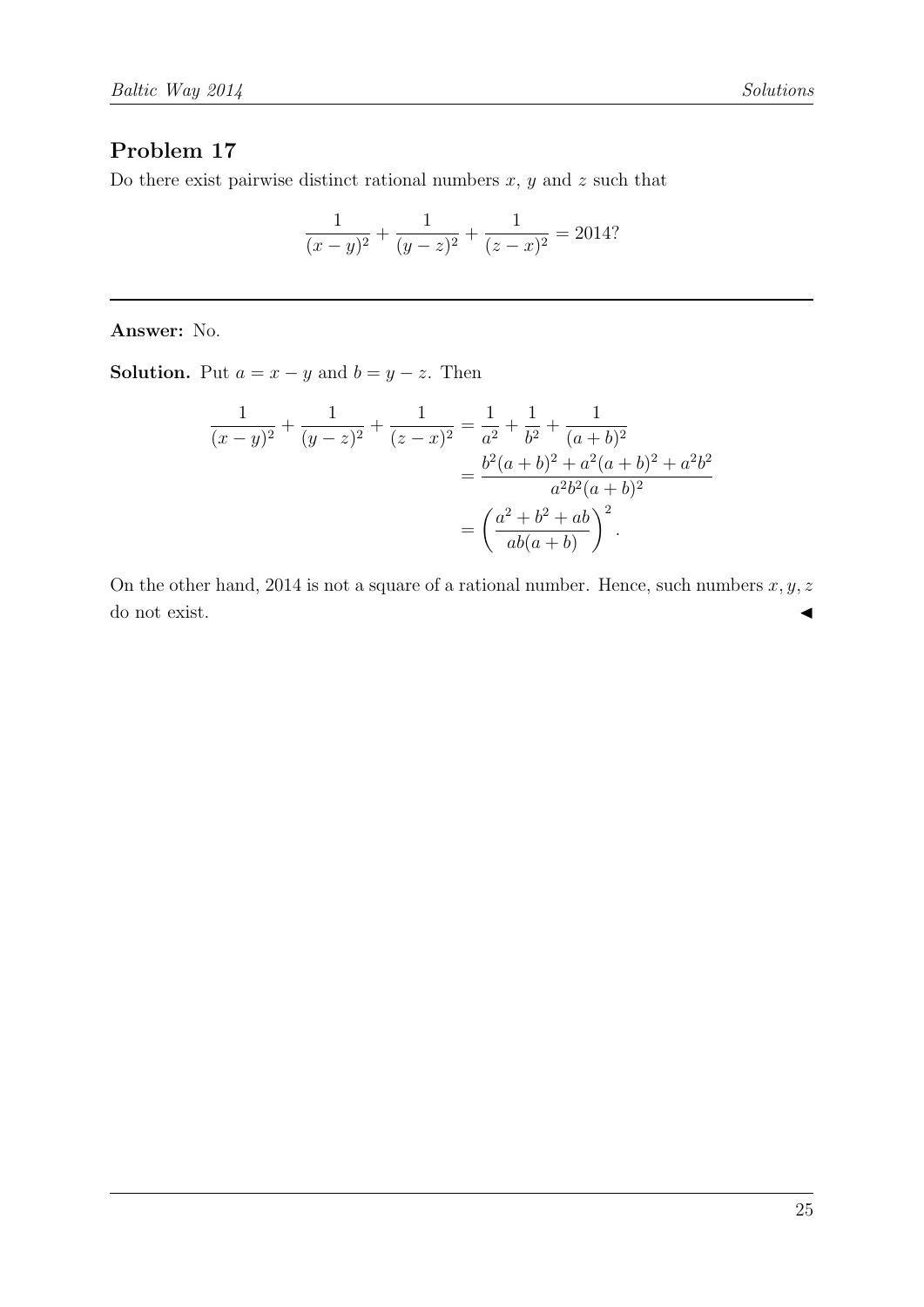## Problem 17

Do there exist pairwise distinct rational numbers $x$, $y$ and $z$ such that

$$\frac{1}{(x-y)^2} + \frac{1}{(y-z)^2} + \frac{1}{(z-x)^2} = 2014?$$

---

**Answer:** No.

**Solution.** Put $a = x - y$ and $b = y - z$. Then

$$\begin{aligned}
\frac{1}{(x-y)^2} + \frac{1}{(y-z)^2} + \frac{1}{(z-x)^2} &= \frac{1}{a^2} + \frac{1}{b^2} + \frac{1}{(a+b)^2} \\
&= \frac{b^2(a+b)^2 + a^2(a+b)^2 + a^2b^2}{a^2b^2(a+b)^2} \\
&= \left( \frac{a^2 + b^2 + ab}{ab(a+b)} \right)^2.
\end{aligned}$$

On the other hand, 2014 is not a square of a rational number. Hence, such numbers $x, y, z$ do not exist. ◀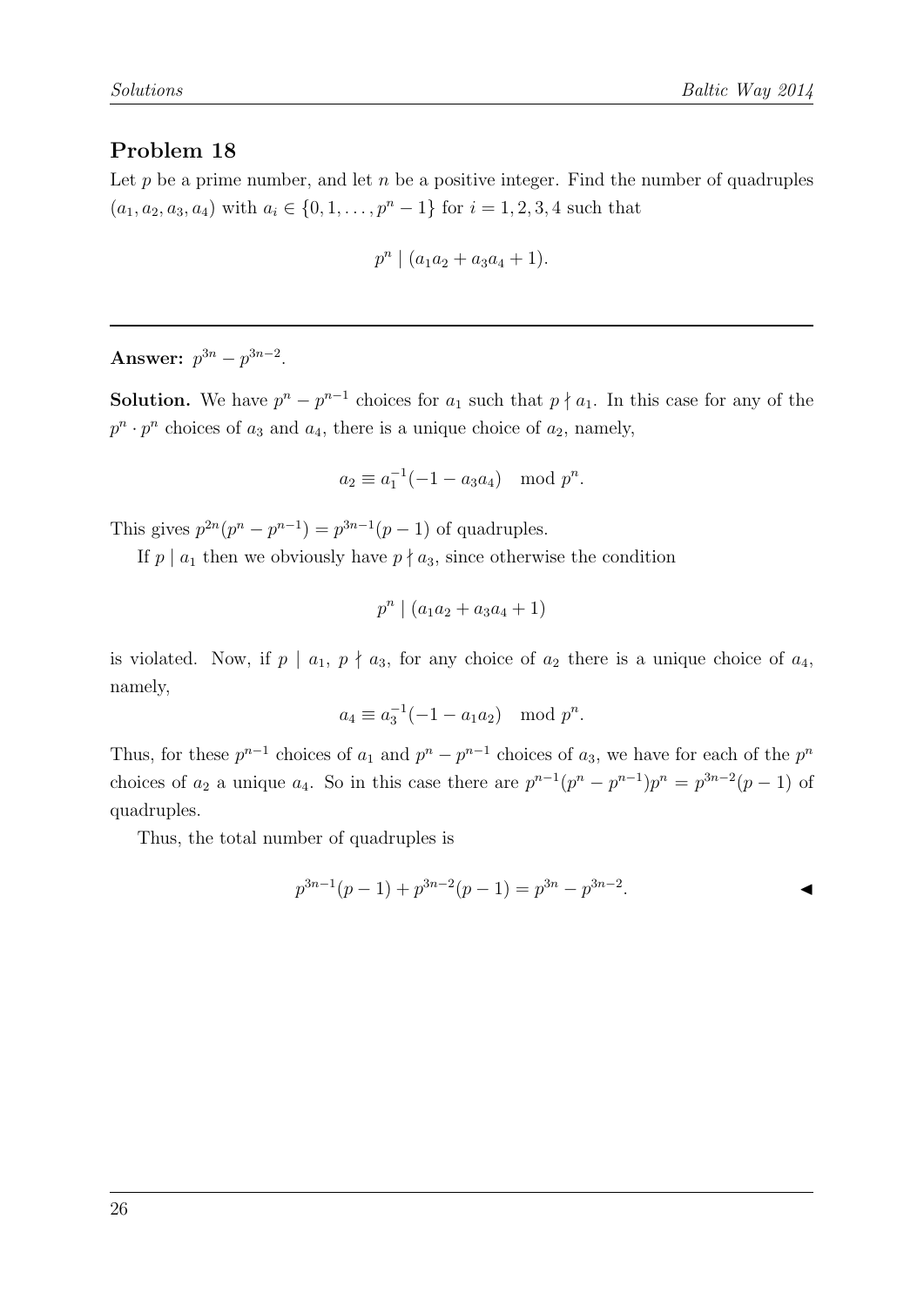## Problem 18

Let $p$ be a prime number, and let $n$ be a positive integer. Find the number of quadruples $(a_1, a_2, a_3, a_4)$ with $a_i \in \{0, 1, \ldots, p^n - 1\}$ for $i = 1, 2, 3, 4$ such that

$$p^n \mid (a_1a_2 + a_3a_4 + 1).$$

---

**Answer:** $p^{3n} - p^{3n-2}$.

**Solution.** We have $p^n - p^{n-1}$ choices for $a_1$ such that $p \nmid a_1$. In this case for any of the $p^n \cdot p^n$ choices of $a_3$ and $a_4$, there is a unique choice of $a_2$, namely,

$$a_2 \equiv a_1^{-1}(-1 - a_3a_4) \mod p^n.$$

This gives $p^{2n}(p^n - p^{n-1}) = p^{3n-1}(p-1)$ of quadruples.

If $p \mid a_1$ then we obviously have $p \nmid a_3$, since otherwise the condition

$$p^n \mid (a_1a_2 + a_3a_4 + 1)$$

is violated. Now, if $p \mid a_1$, $p \nmid a_3$, for any choice of $a_2$ there is a unique choice of $a_4$, namely,

$$a_4 \equiv a_3^{-1}(-1 - a_1a_2) \mod p^n.$$

Thus, for these $p^{n-1}$ choices of $a_1$ and $p^n - p^{n-1}$ choices of $a_3$, we have for each of the $p^n$ choices of $a_2$ a unique $a_4$. So in this case there are $p^{n-1}(p^n - p^{n-1})p^n = p^{3n-2}(p-1)$ of quadruples.

Thus, the total number of quadruples is

$$p^{3n-1}(p-1) + p^{3n-2}(p-1) = p^{3n} - p^{3n-2}.$$

◀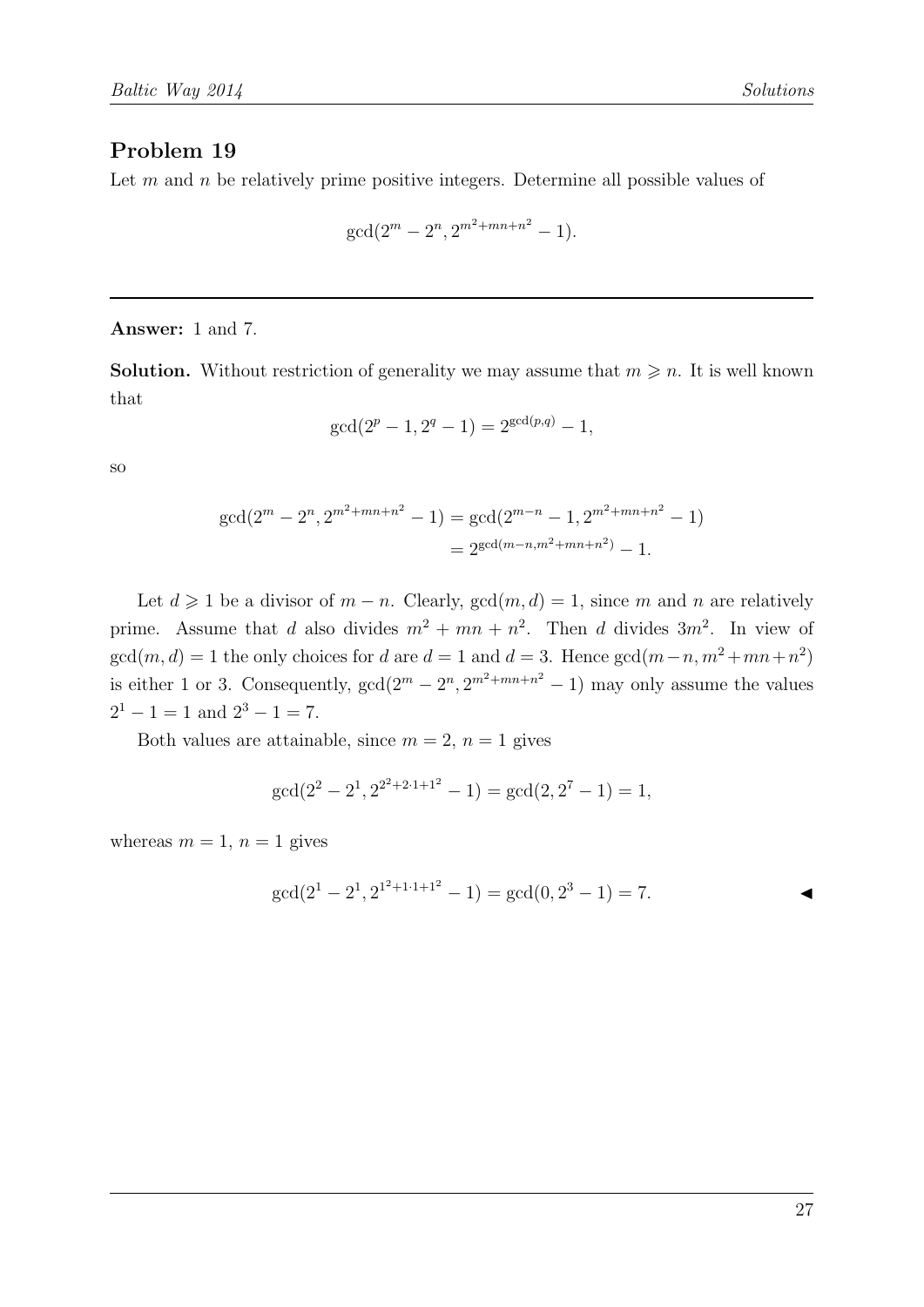## Problem 19

Let $m$ and $n$ be relatively prime positive integers. Determine all possible values of

$$\gcd(2^m - 2^n, 2^{m^2+mn+n^2} - 1).$$

---

**Answer:** 1 and 7.

**Solution.** Without restriction of generality we may assume that $m \geqslant n$. It is well known that

$$\gcd(2^p - 1, 2^q - 1) = 2^{\gcd(p,q)} - 1,$$

so

$$\begin{aligned}\gcd(2^m - 2^n, 2^{m^2+mn+n^2} - 1) &= \gcd(2^{m-n} - 1, 2^{m^2+mn+n^2} - 1)\\ &= 2^{\gcd(m-n, m^2+mn+n^2)} - 1.\end{aligned}$$

Let $d \geqslant 1$ be a divisor of $m - n$. Clearly, $\gcd(m, d) = 1$, since $m$ and $n$ are relatively prime. Assume that $d$ also divides $m^2 + mn + n^2$. Then $d$ divides $3m^2$. In view of $\gcd(m, d) = 1$ the only choices for $d$ are $d = 1$ and $d = 3$. Hence $\gcd(m-n, m^2+mn+n^2)$ is either 1 or 3. Consequently, $\gcd(2^m - 2^n, 2^{m^2+mn+n^2} - 1)$ may only assume the values $2^1 - 1 = 1$ and $2^3 - 1 = 7$.

Both values are attainable, since $m = 2$, $n = 1$ gives

$$\gcd(2^2 - 2^1, 2^{2^2+2\cdot 1+1^2} - 1) = \gcd(2, 2^7 - 1) = 1,$$

whereas $m = 1$, $n = 1$ gives

$$\gcd(2^1 - 2^1, 2^{1^2+1\cdot 1+1^2} - 1) = \gcd(0, 2^3 - 1) = 7.$$

◀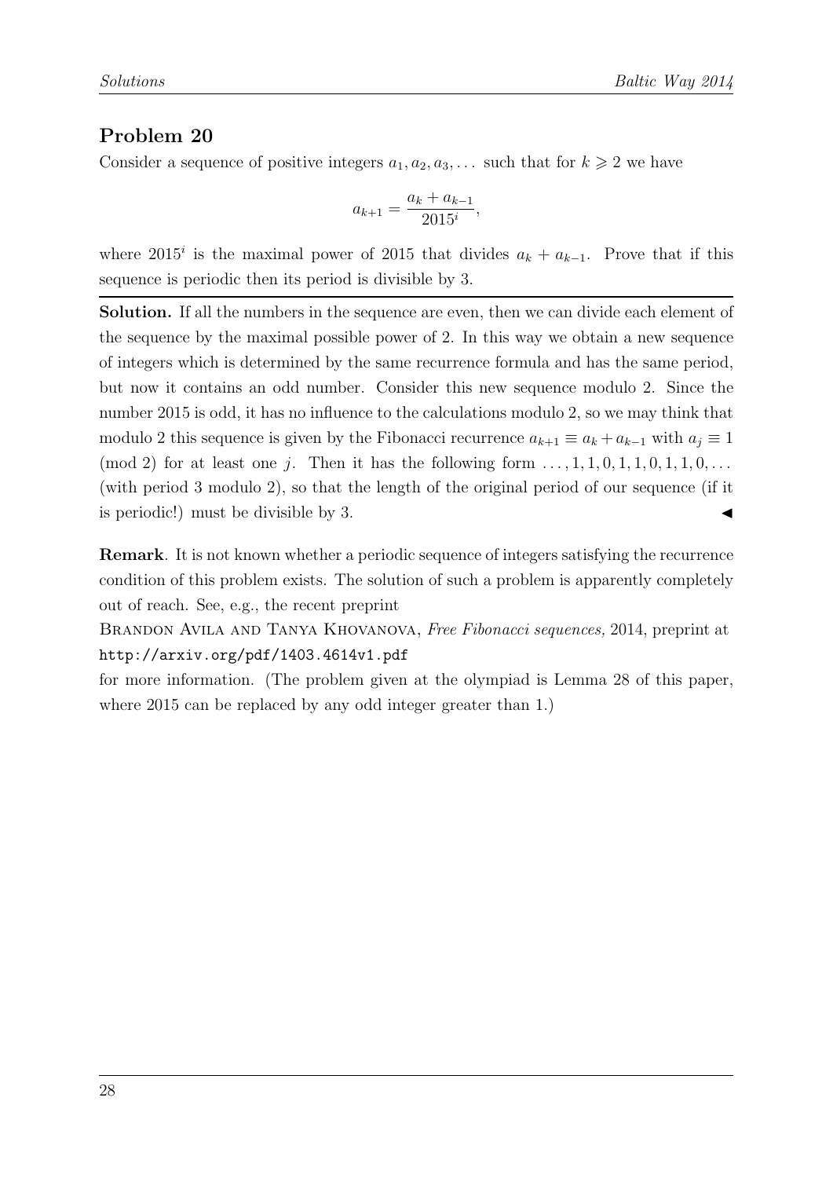## Problem 20

Consider a sequence of positive integers $a_1, a_2, a_3, \ldots$ such that for $k \geqslant 2$ we have

$$a_{k+1} = \frac{a_k + a_{k-1}}{2015^i},$$

where $2015^i$ is the maximal power of 2015 that divides $a_k + a_{k-1}$. Prove that if this sequence is periodic then its period is divisible by 3.

**Solution.** If all the numbers in the sequence are even, then we can divide each element of the sequence by the maximal possible power of 2. In this way we obtain a new sequence of integers which is determined by the same recurrence formula and has the same period, but now it contains an odd number. Consider this new sequence modulo 2. Since the number 2015 is odd, it has no influence to the calculations modulo 2, so we may think that modulo 2 this sequence is given by the Fibonacci recurrence $a_{k+1} \equiv a_k + a_{k-1}$ with $a_j \equiv 1 \pmod 2$ for at least one $j$. Then it has the following form $\ldots, 1, 1, 0, 1, 1, 0, 1, 1, 0, \ldots$ (with period 3 modulo 2), so that the length of the original period of our sequence (if it is periodic!) must be divisible by 3. ◀

**Remark**. It is not known whether a periodic sequence of integers satisfying the recurrence condition of this problem exists. The solution of such a problem is apparently completely out of reach. See, e.g., the recent preprint

Brandon Avila and Tanya Khovanova, *Free Fibonacci sequences,* 2014, preprint at `http://arxiv.org/pdf/1403.4614v1.pdf`

for more information. (The problem given at the olympiad is Lemma 28 of this paper, where 2015 can be replaced by any odd integer greater than 1.)